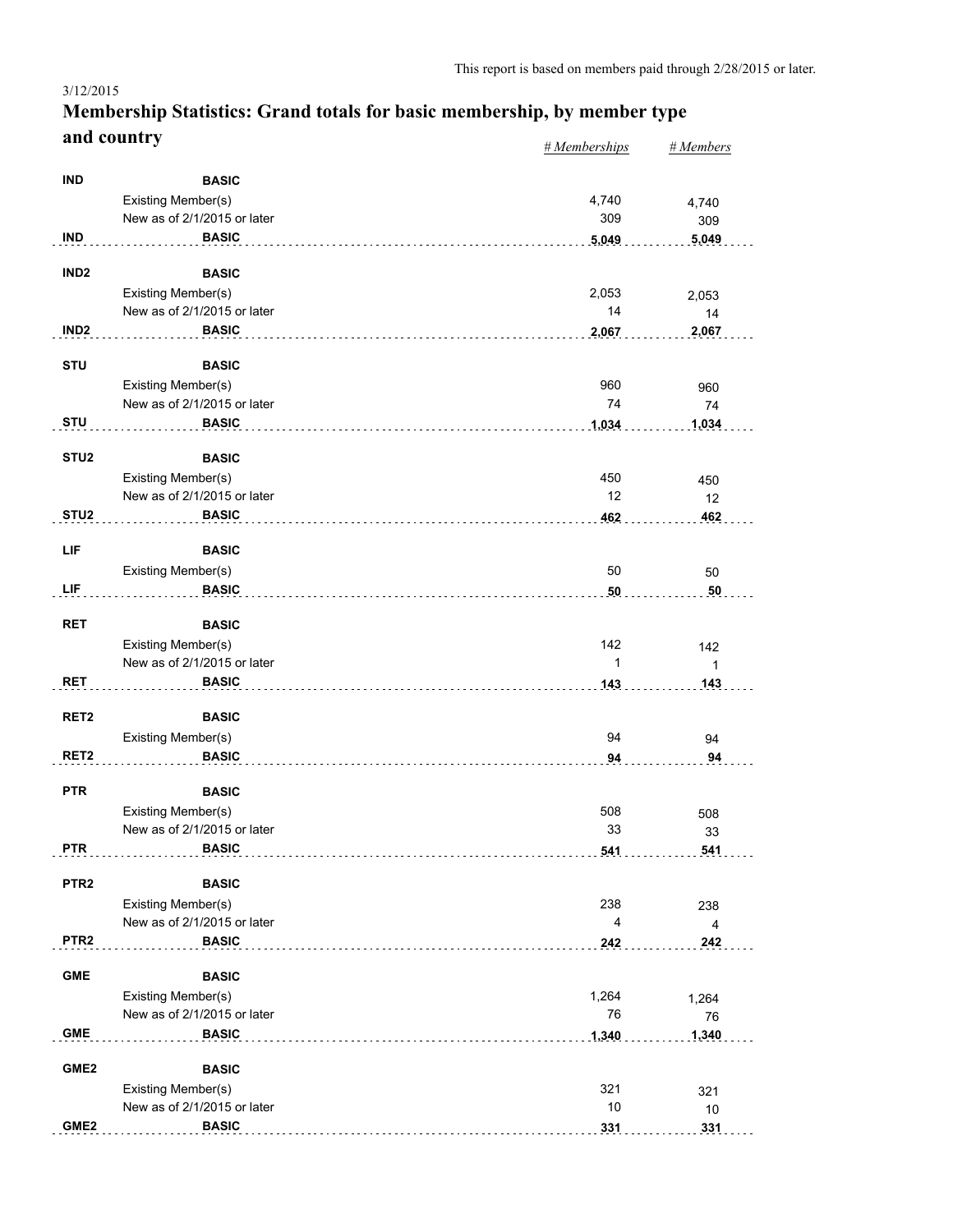This report is based on members paid through 2/28/2015 or later.

3/12/2015

# Membership Statistics: Grand totals for basic membership, by member type and country

| | | | *# Memberships* | *# Members* |
|---|---|---|---|---|
| **IND** | **BASIC** | | | |
| | Existing Member(s) | | 4,740 | 4,740 |
| | New as of 2/1/2015 or later | | 309 | 309 |
| **IND** | **BASIC** | | **5,049** | **5,049** |
| **IND2** | **BASIC** | | | |
| | Existing Member(s) | | 2,053 | 2,053 |
| | New as of 2/1/2015 or later | | 14 | 14 |
| **IND2** | **BASIC** | | **2,067** | **2,067** |
| **STU** | **BASIC** | | | |
| | Existing Member(s) | | 960 | 960 |
| | New as of 2/1/2015 or later | | 74 | 74 |
| **STU** | **BASIC** | | **1,034** | **1,034** |
| **STU2** | **BASIC** | | | |
| | Existing Member(s) | | 450 | 450 |
| | New as of 2/1/2015 or later | | 12 | 12 |
| **STU2** | **BASIC** | | **462** | **462** |
| **LIF** | **BASIC** | | | |
| | Existing Member(s) | | 50 | 50 |
| **LIF** | **BASIC** | | **50** | **50** |
| **RET** | **BASIC** | | | |
| | Existing Member(s) | | 142 | 142 |
| | New as of 2/1/2015 or later | | 1 | 1 |
| **RET** | **BASIC** | | **143** | **143** |
| **RET2** | **BASIC** | | | |
| | Existing Member(s) | | 94 | 94 |
| **RET2** | **BASIC** | | **94** | **94** |
| **PTR** | **BASIC** | | | |
| | Existing Member(s) | | 508 | 508 |
| | New as of 2/1/2015 or later | | 33 | 33 |
| **PTR** | **BASIC** | | **541** | **541** |
| **PTR2** | **BASIC** | | | |
| | Existing Member(s) | | 238 | 238 |
| | New as of 2/1/2015 or later | | 4 | 4 |
| **PTR2** | **BASIC** | | **242** | **242** |
| **GME** | **BASIC** | | | |
| | Existing Member(s) | | 1,264 | 1,264 |
| | New as of 2/1/2015 or later | | 76 | 76 |
| **GME** | **BASIC** | | **1,340** | **1,340** |
| **GME2** | **BASIC** | | | |
| | Existing Member(s) | | 321 | 321 |
| | New as of 2/1/2015 or later | | 10 | 10 |
| **GME2** | **BASIC** | | **331** | **331** |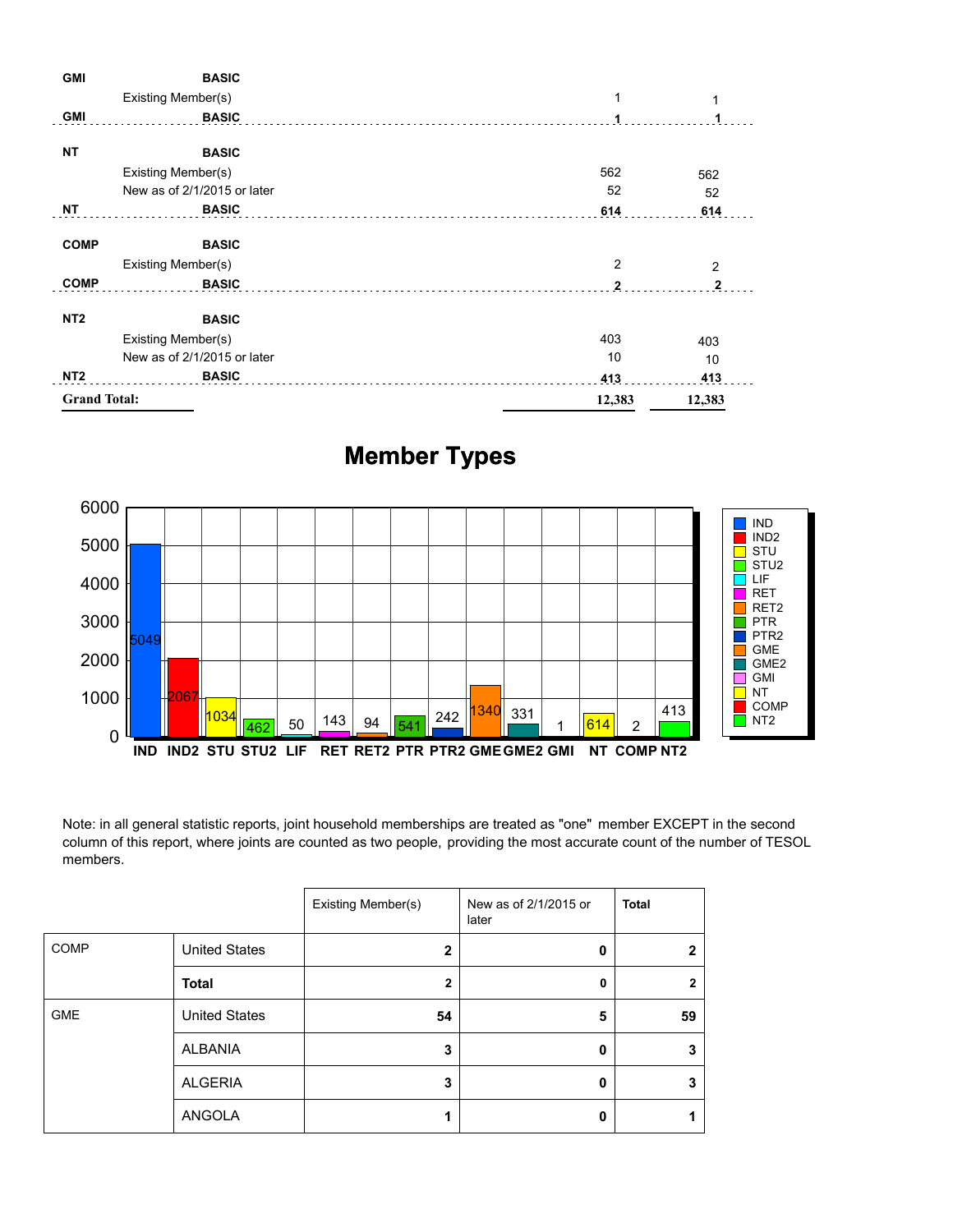| | | | |
|---|---|---|---|
| **GMI** | **BASIC** | | |
| | Existing Member(s) | 1 | 1 |
| **GMI** | **BASIC** | **1** | **1** |
| **NT** | **BASIC** | | |
| | Existing Member(s) | 562 | 562 |
| | New as of 2/1/2015 or later | 52 | 52 |
| **NT** | **BASIC** | **614** | **614** |
| **COMP** | **BASIC** | | |
| | Existing Member(s) | 2 | 2 |
| **COMP** | **BASIC** | **2** | **2** |
| **NT2** | **BASIC** | | |
| | Existing Member(s) | 403 | 403 |
| | New as of 2/1/2015 or later | 10 | 10 |
| **NT2** | **BASIC** | **413** | **413** |
| **Grand Total:** | | **12,383** | **12,383** |

## Member Types

| IND | IND2 | STU | STU2 | LIF | RET | RET2 | PTR | PTR2 | GME | GME2 | GMI | NT | COMP | NT2 |
|---|---|---|---|---|---|---|---|---|---|---|---|---|---|---|
| 5049 | 2067 | 1034 | 462 | 50 | 143 | 94 | 541 | 242 | 1340 | 331 | 1 | 614 | 2 | 413 |

Note: in all general statistic reports, joint household memberships are treated as "one" member EXCEPT in the second column of this report, where joints are counted as two people, providing the most accurate count of the number of TESOL members.

| | | Existing Member(s) | New as of 2/1/2015 or later | **Total** |
|---|---|---|---|---|
| COMP | United States | **2** | **0** | **2** |
| | **Total** | **2** | **0** | **2** |
| GME | United States | **54** | **5** | **59** |
| | ALBANIA | **3** | **0** | **3** |
| | ALGERIA | **3** | **0** | **3** |
| | ANGOLA | **1** | **0** | **1** |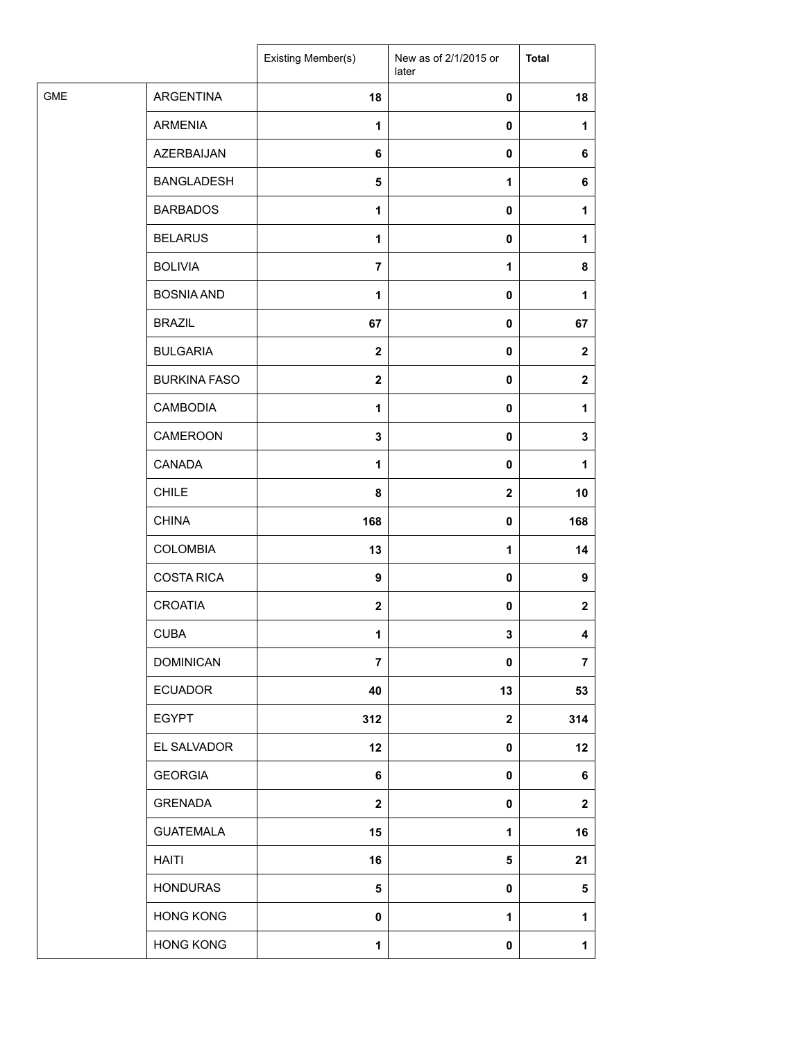| | | Existing Member(s) | New as of 2/1/2015 or later | **Total** |
|---|---|---|---|---|
| GME | ARGENTINA | **18** | **0** | **18** |
| | ARMENIA | **1** | **0** | **1** |
| | AZERBAIJAN | **6** | **0** | **6** |
| | BANGLADESH | **5** | **1** | **6** |
| | BARBADOS | **1** | **0** | **1** |
| | BELARUS | **1** | **0** | **1** |
| | BOLIVIA | **7** | **1** | **8** |
| | BOSNIA AND | **1** | **0** | **1** |
| | BRAZIL | **67** | **0** | **67** |
| | BULGARIA | **2** | **0** | **2** |
| | BURKINA FASO | **2** | **0** | **2** |
| | CAMBODIA | **1** | **0** | **1** |
| | CAMEROON | **3** | **0** | **3** |
| | CANADA | **1** | **0** | **1** |
| | CHILE | **8** | **2** | **10** |
| | CHINA | **168** | **0** | **168** |
| | COLOMBIA | **13** | **1** | **14** |
| | COSTA RICA | **9** | **0** | **9** |
| | CROATIA | **2** | **0** | **2** |
| | CUBA | **1** | **3** | **4** |
| | DOMINICAN | **7** | **0** | **7** |
| | ECUADOR | **40** | **13** | **53** |
| | EGYPT | **312** | **2** | **314** |
| | EL SALVADOR | **12** | **0** | **12** |
| | GEORGIA | **6** | **0** | **6** |
| | GRENADA | **2** | **0** | **2** |
| | GUATEMALA | **15** | **1** | **16** |
| | HAITI | **16** | **5** | **21** |
| | HONDURAS | **5** | **0** | **5** |
| | HONG KONG | **0** | **1** | **1** |
| | HONG KONG | **1** | **0** | **1** |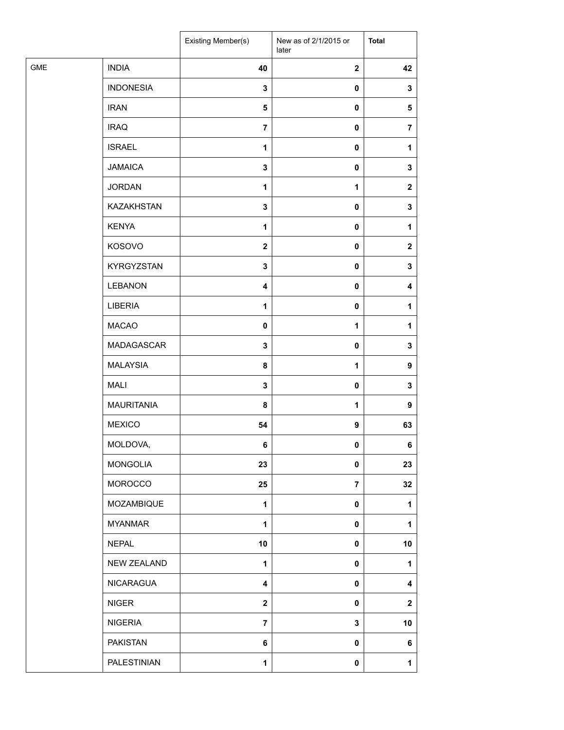| | | Existing Member(s) | New as of 2/1/2015 or later | Total |
|---|---|---|---|---|
| GME | INDIA | **40** | **2** | **42** |
| | INDONESIA | **3** | **0** | **3** |
| | IRAN | **5** | **0** | **5** |
| | IRAQ | **7** | **0** | **7** |
| | ISRAEL | **1** | **0** | **1** |
| | JAMAICA | **3** | **0** | **3** |
| | JORDAN | **1** | **1** | **2** |
| | KAZAKHSTAN | **3** | **0** | **3** |
| | KENYA | **1** | **0** | **1** |
| | KOSOVO | **2** | **0** | **2** |
| | KYRGYZSTAN | **3** | **0** | **3** |
| | LEBANON | **4** | **0** | **4** |
| | LIBERIA | **1** | **0** | **1** |
| | MACAO | **0** | **1** | **1** |
| | MADAGASCAR | **3** | **0** | **3** |
| | MALAYSIA | **8** | **1** | **9** |
| | MALI | **3** | **0** | **3** |
| | MAURITANIA | **8** | **1** | **9** |
| | MEXICO | **54** | **9** | **63** |
| | MOLDOVA, | **6** | **0** | **6** |
| | MONGOLIA | **23** | **0** | **23** |
| | MOROCCO | **25** | **7** | **32** |
| | MOZAMBIQUE | **1** | **0** | **1** |
| | MYANMAR | **1** | **0** | **1** |
| | NEPAL | **10** | **0** | **10** |
| | NEW ZEALAND | **1** | **0** | **1** |
| | NICARAGUA | **4** | **0** | **4** |
| | NIGER | **2** | **0** | **2** |
| | NIGERIA | **7** | **3** | **10** |
| | PAKISTAN | **6** | **0** | **6** |
| | PALESTINIAN | **1** | **0** | **1** |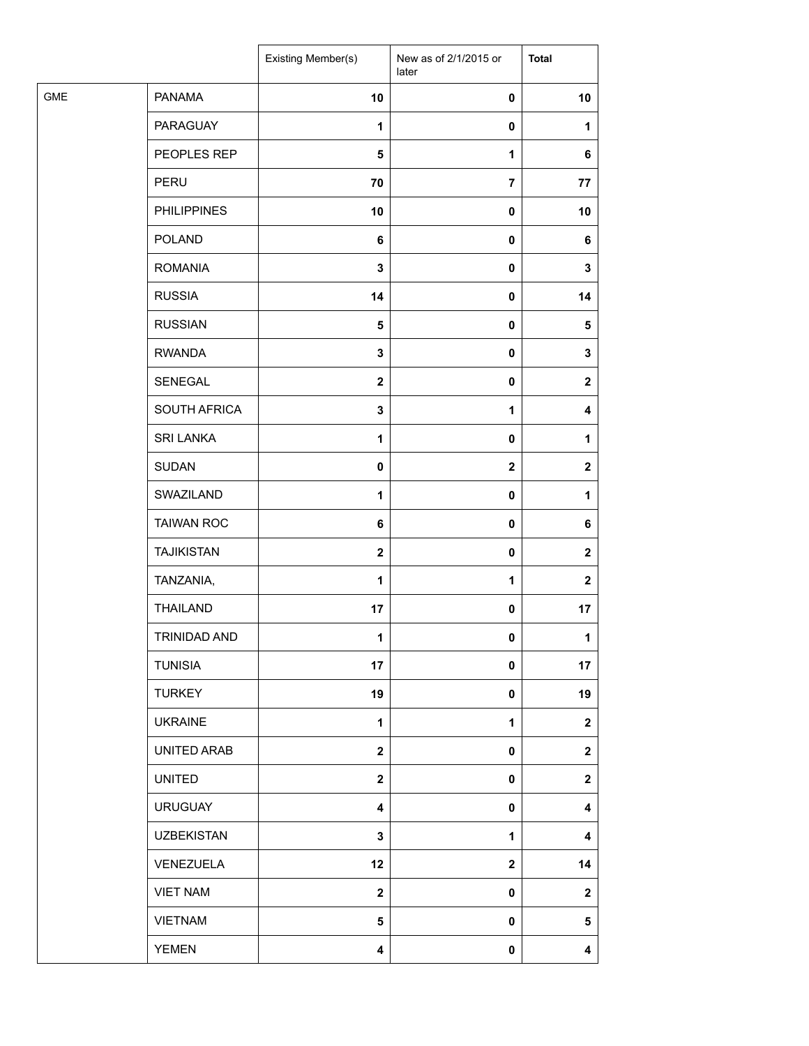| | | Existing Member(s) | New as of 2/1/2015 or later | **Total** |
|---|---|---|---|---|
| GME | PANAMA | **10** | **0** | **10** |
| | PARAGUAY | **1** | **0** | **1** |
| | PEOPLES REP | **5** | **1** | **6** |
| | PERU | **70** | **7** | **77** |
| | PHILIPPINES | **10** | **0** | **10** |
| | POLAND | **6** | **0** | **6** |
| | ROMANIA | **3** | **0** | **3** |
| | RUSSIA | **14** | **0** | **14** |
| | RUSSIAN | **5** | **0** | **5** |
| | RWANDA | **3** | **0** | **3** |
| | SENEGAL | **2** | **0** | **2** |
| | SOUTH AFRICA | **3** | **1** | **4** |
| | SRI LANKA | **1** | **0** | **1** |
| | SUDAN | **0** | **2** | **2** |
| | SWAZILAND | **1** | **0** | **1** |
| | TAIWAN ROC | **6** | **0** | **6** |
| | TAJIKISTAN | **2** | **0** | **2** |
| | TANZANIA, | **1** | **1** | **2** |
| | THAILAND | **17** | **0** | **17** |
| | TRINIDAD AND | **1** | **0** | **1** |
| | TUNISIA | **17** | **0** | **17** |
| | TURKEY | **19** | **0** | **19** |
| | UKRAINE | **1** | **1** | **2** |
| | UNITED ARAB | **2** | **0** | **2** |
| | UNITED | **2** | **0** | **2** |
| | URUGUAY | **4** | **0** | **4** |
| | UZBEKISTAN | **3** | **1** | **4** |
| | VENEZUELA | **12** | **2** | **14** |
| | VIET NAM | **2** | **0** | **2** |
| | VIETNAM | **5** | **0** | **5** |
| | YEMEN | **4** | **0** | **4** |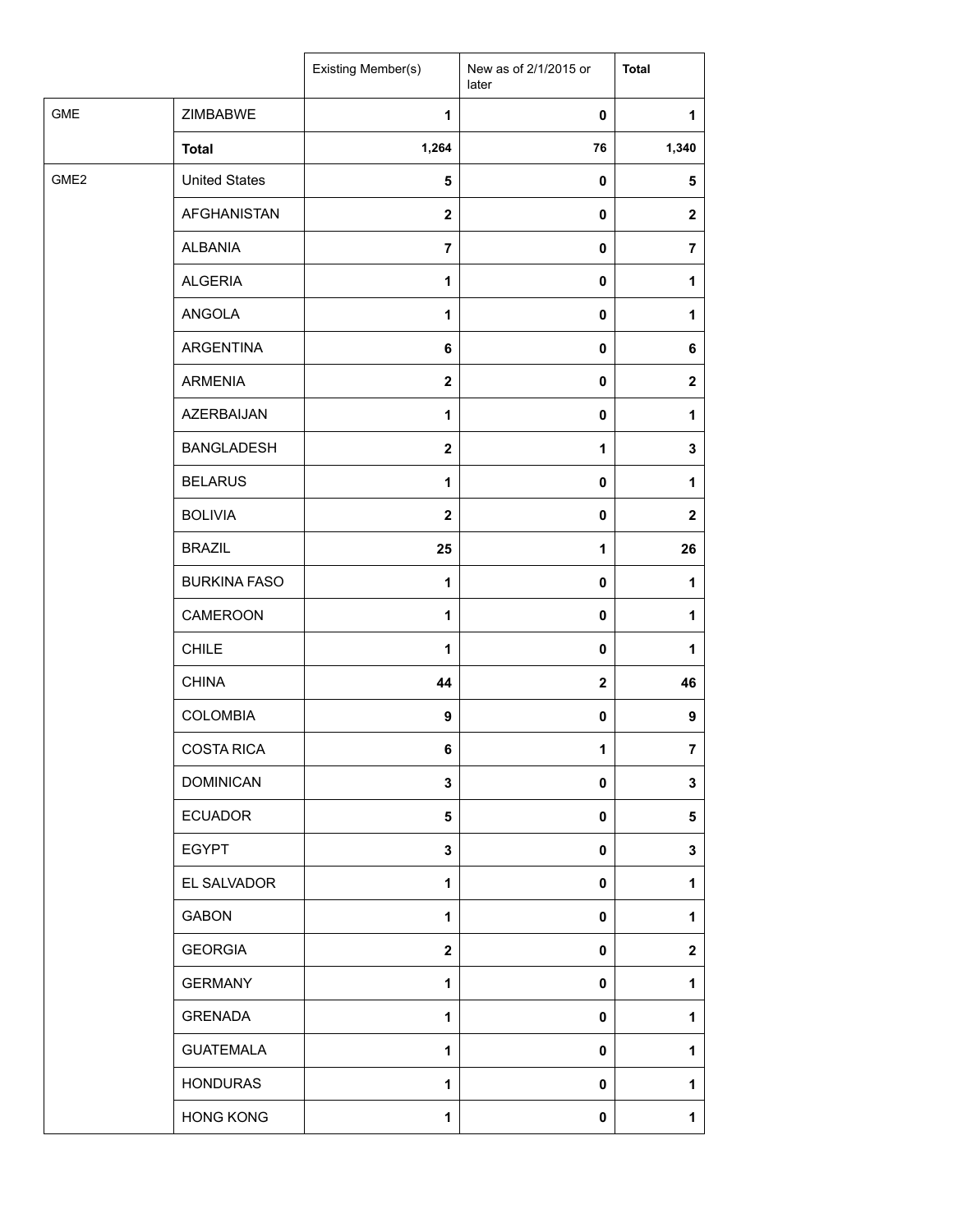| | | Existing Member(s) | New as of 2/1/2015 or later | Total |
|---|---|---|---|---|
| GME | ZIMBABWE | 1 | 0 | 1 |
| | **Total** | 1,264 | 76 | 1,340 |
| GME2 | United States | 5 | 0 | 5 |
| | AFGHANISTAN | 2 | 0 | 2 |
| | ALBANIA | 7 | 0 | 7 |
| | ALGERIA | 1 | 0 | 1 |
| | ANGOLA | 1 | 0 | 1 |
| | ARGENTINA | 6 | 0 | 6 |
| | ARMENIA | 2 | 0 | 2 |
| | AZERBAIJAN | 1 | 0 | 1 |
| | BANGLADESH | 2 | 1 | 3 |
| | BELARUS | 1 | 0 | 1 |
| | BOLIVIA | 2 | 0 | 2 |
| | BRAZIL | 25 | 1 | 26 |
| | BURKINA FASO | 1 | 0 | 1 |
| | CAMEROON | 1 | 0 | 1 |
| | CHILE | 1 | 0 | 1 |
| | CHINA | 44 | 2 | 46 |
| | COLOMBIA | 9 | 0 | 9 |
| | COSTA RICA | 6 | 1 | 7 |
| | DOMINICAN | 3 | 0 | 3 |
| | ECUADOR | 5 | 0 | 5 |
| | EGYPT | 3 | 0 | 3 |
| | EL SALVADOR | 1 | 0 | 1 |
| | GABON | 1 | 0 | 1 |
| | GEORGIA | 2 | 0 | 2 |
| | GERMANY | 1 | 0 | 1 |
| | GRENADA | 1 | 0 | 1 |
| | GUATEMALA | 1 | 0 | 1 |
| | HONDURAS | 1 | 0 | 1 |
| | HONG KONG | 1 | 0 | 1 |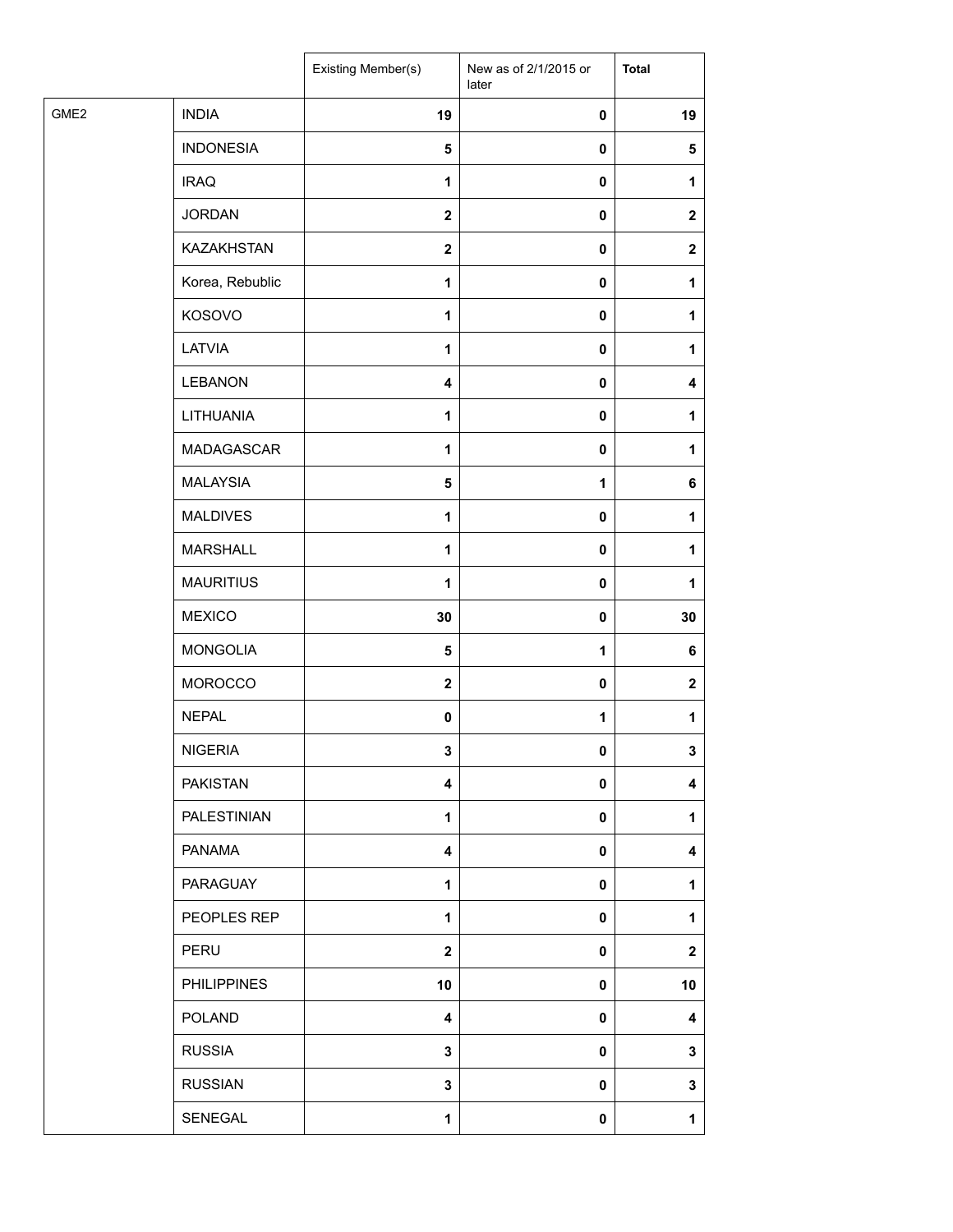| | | Existing Member(s) | New as of 2/1/2015 or later | **Total** |
|---|---|---|---|---|
| GME2 | INDIA | **19** | **0** | **19** |
| | INDONESIA | **5** | **0** | **5** |
| | IRAQ | **1** | **0** | **1** |
| | JORDAN | **2** | **0** | **2** |
| | KAZAKHSTAN | **2** | **0** | **2** |
| | Korea, Rebublic | **1** | **0** | **1** |
| | KOSOVO | **1** | **0** | **1** |
| | LATVIA | **1** | **0** | **1** |
| | LEBANON | **4** | **0** | **4** |
| | LITHUANIA | **1** | **0** | **1** |
| | MADAGASCAR | **1** | **0** | **1** |
| | MALAYSIA | **5** | **1** | **6** |
| | MALDIVES | **1** | **0** | **1** |
| | MARSHALL | **1** | **0** | **1** |
| | MAURITIUS | **1** | **0** | **1** |
| | MEXICO | **30** | **0** | **30** |
| | MONGOLIA | **5** | **1** | **6** |
| | MOROCCO | **2** | **0** | **2** |
| | NEPAL | **0** | **1** | **1** |
| | NIGERIA | **3** | **0** | **3** |
| | PAKISTAN | **4** | **0** | **4** |
| | PALESTINIAN | **1** | **0** | **1** |
| | PANAMA | **4** | **0** | **4** |
| | PARAGUAY | **1** | **0** | **1** |
| | PEOPLES REP | **1** | **0** | **1** |
| | PERU | **2** | **0** | **2** |
| | PHILIPPINES | **10** | **0** | **10** |
| | POLAND | **4** | **0** | **4** |
| | RUSSIA | **3** | **0** | **3** |
| | RUSSIAN | **3** | **0** | **3** |
| | SENEGAL | **1** | **0** | **1** |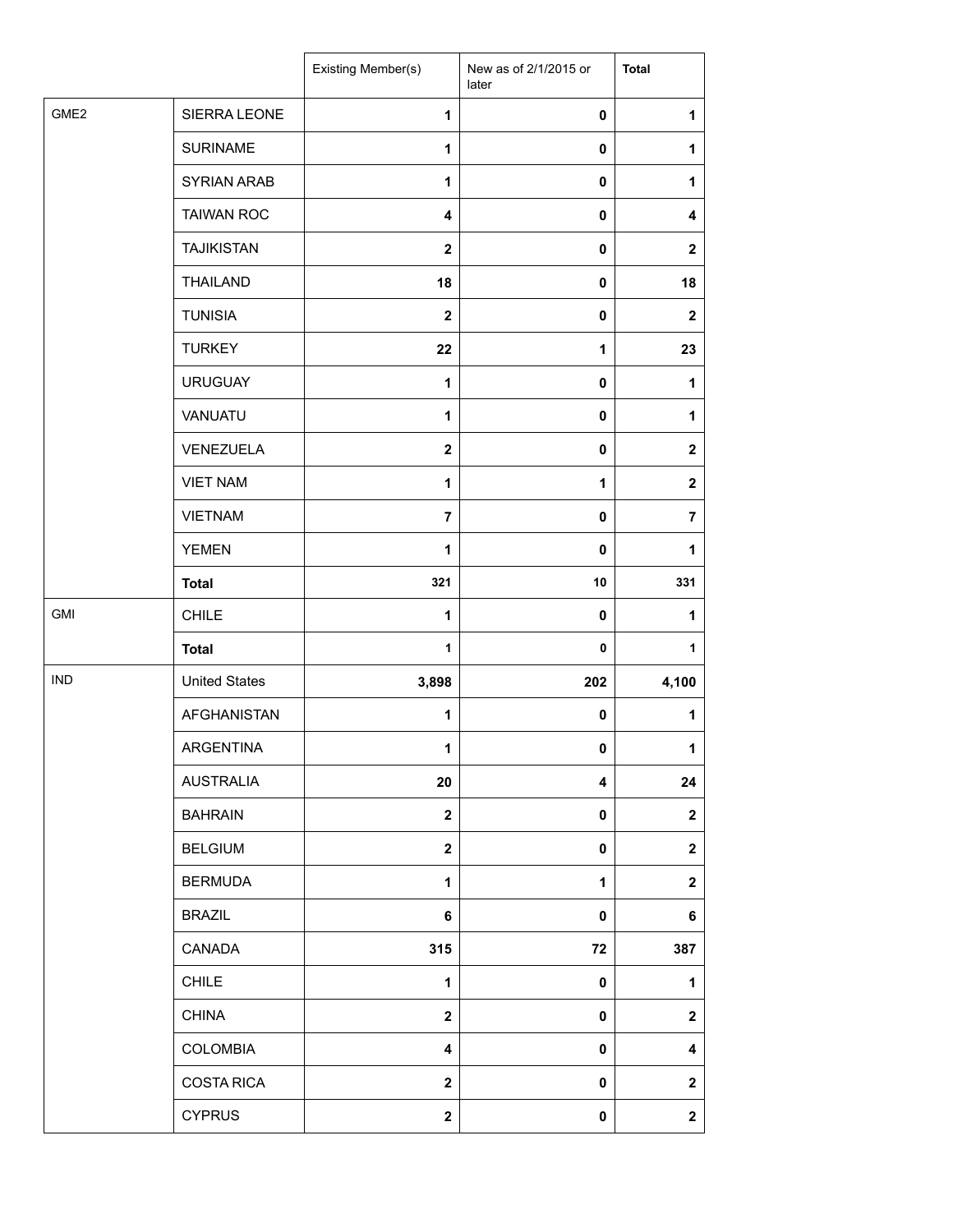| | | Existing Member(s) | New as of 2/1/2015 or later | Total |
|---|---|---|---|---|
| GME2 | SIERRA LEONE | 1 | 0 | 1 |
| | SURINAME | 1 | 0 | 1 |
| | SYRIAN ARAB | 1 | 0 | 1 |
| | TAIWAN ROC | 4 | 0 | 4 |
| | TAJIKISTAN | 2 | 0 | 2 |
| | THAILAND | 18 | 0 | 18 |
| | TUNISIA | 2 | 0 | 2 |
| | TURKEY | 22 | 1 | 23 |
| | URUGUAY | 1 | 0 | 1 |
| | VANUATU | 1 | 0 | 1 |
| | VENEZUELA | 2 | 0 | 2 |
| | VIET NAM | 1 | 1 | 2 |
| | VIETNAM | 7 | 0 | 7 |
| | YEMEN | 1 | 0 | 1 |
| | **Total** | 321 | 10 | 331 |
| GMI | CHILE | 1 | 0 | 1 |
| | **Total** | 1 | 0 | 1 |
| IND | United States | 3,898 | 202 | 4,100 |
| | AFGHANISTAN | 1 | 0 | 1 |
| | ARGENTINA | 1 | 0 | 1 |
| | AUSTRALIA | 20 | 4 | 24 |
| | BAHRAIN | 2 | 0 | 2 |
| | BELGIUM | 2 | 0 | 2 |
| | BERMUDA | 1 | 1 | 2 |
| | BRAZIL | 6 | 0 | 6 |
| | CANADA | 315 | 72 | 387 |
| | CHILE | 1 | 0 | 1 |
| | CHINA | 2 | 0 | 2 |
| | COLOMBIA | 4 | 0 | 4 |
| | COSTA RICA | 2 | 0 | 2 |
| | CYPRUS | 2 | 0 | 2 |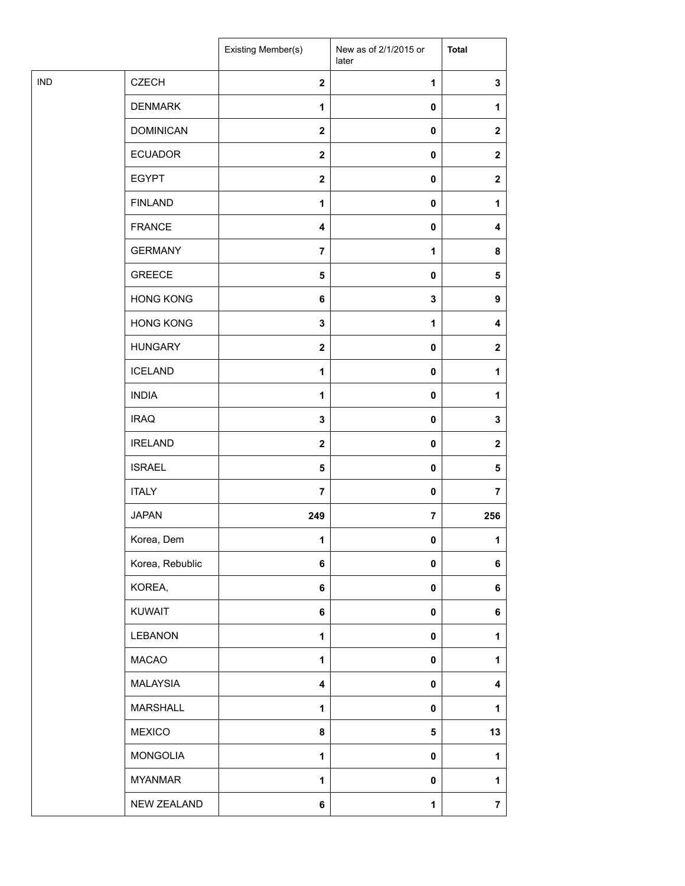| | | Existing Member(s) | New as of 2/1/2015 or later | **Total** |
|---|---|---|---|---|
| IND | CZECH | **2** | **1** | **3** |
| | DENMARK | **1** | **0** | **1** |
| | DOMINICAN | **2** | **0** | **2** |
| | ECUADOR | **2** | **0** | **2** |
| | EGYPT | **2** | **0** | **2** |
| | FINLAND | **1** | **0** | **1** |
| | FRANCE | **4** | **0** | **4** |
| | GERMANY | **7** | **1** | **8** |
| | GREECE | **5** | **0** | **5** |
| | HONG KONG | **6** | **3** | **9** |
| | HONG KONG | **3** | **1** | **4** |
| | HUNGARY | **2** | **0** | **2** |
| | ICELAND | **1** | **0** | **1** |
| | INDIA | **1** | **0** | **1** |
| | IRAQ | **3** | **0** | **3** |
| | IRELAND | **2** | **0** | **2** |
| | ISRAEL | **5** | **0** | **5** |
| | ITALY | **7** | **0** | **7** |
| | JAPAN | **249** | **7** | **256** |
| | Korea, Dem | **1** | **0** | **1** |
| | Korea, Rebublic | **6** | **0** | **6** |
| | KOREA, | **6** | **0** | **6** |
| | KUWAIT | **6** | **0** | **6** |
| | LEBANON | **1** | **0** | **1** |
| | MACAO | **1** | **0** | **1** |
| | MALAYSIA | **4** | **0** | **4** |
| | MARSHALL | **1** | **0** | **1** |
| | MEXICO | **8** | **5** | **13** |
| | MONGOLIA | **1** | **0** | **1** |
| | MYANMAR | **1** | **0** | **1** |
| | NEW ZEALAND | **6** | **1** | **7** |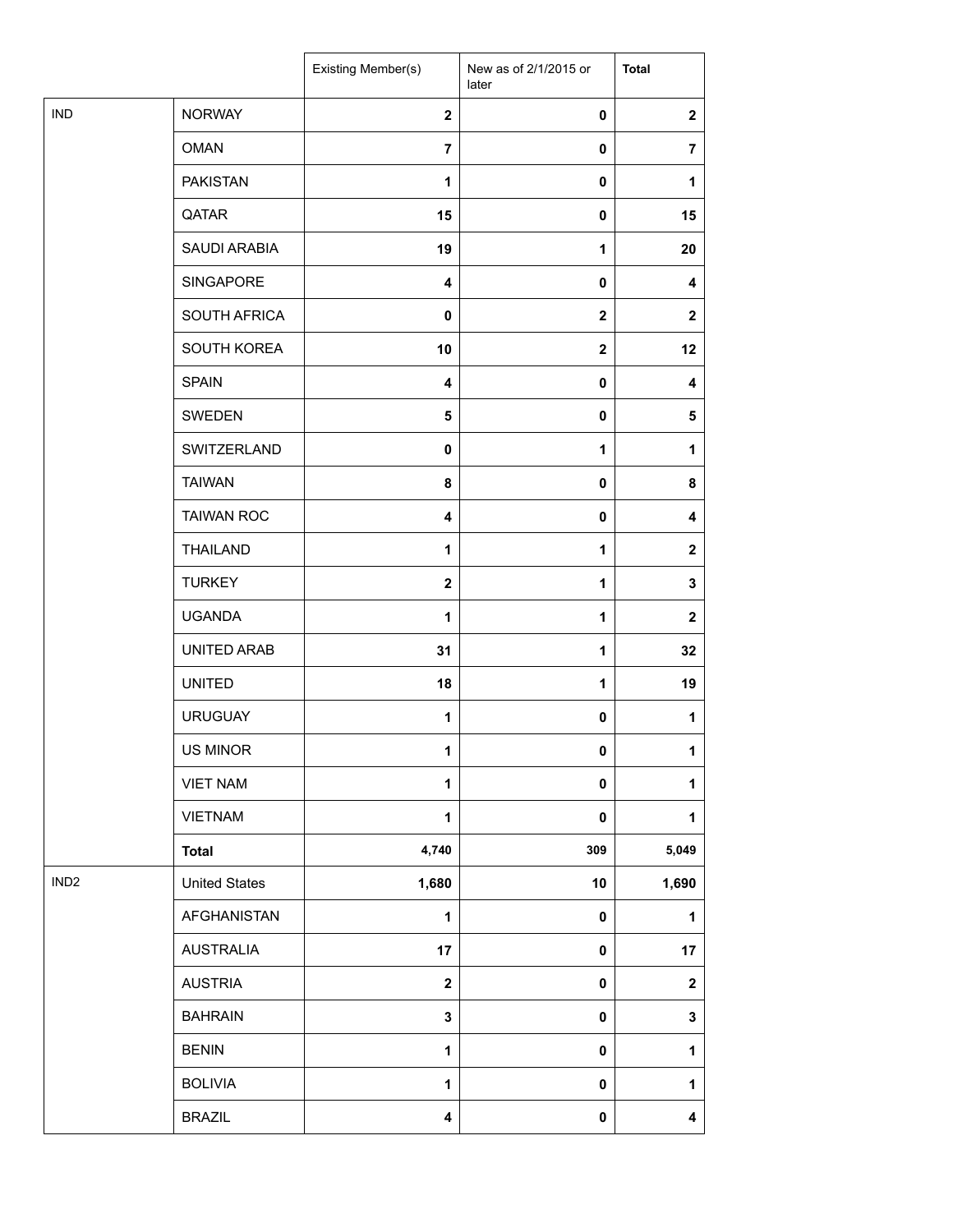| | | Existing Member(s) | New as of 2/1/2015 or later | Total |
|---|---|---|---|---|
| IND | NORWAY | 2 | 0 | 2 |
| | OMAN | 7 | 0 | 7 |
| | PAKISTAN | 1 | 0 | 1 |
| | QATAR | 15 | 0 | 15 |
| | SAUDI ARABIA | 19 | 1 | 20 |
| | SINGAPORE | 4 | 0 | 4 |
| | SOUTH AFRICA | 0 | 2 | 2 |
| | SOUTH KOREA | 10 | 2 | 12 |
| | SPAIN | 4 | 0 | 4 |
| | SWEDEN | 5 | 0 | 5 |
| | SWITZERLAND | 0 | 1 | 1 |
| | TAIWAN | 8 | 0 | 8 |
| | TAIWAN ROC | 4 | 0 | 4 |
| | THAILAND | 1 | 1 | 2 |
| | TURKEY | 2 | 1 | 3 |
| | UGANDA | 1 | 1 | 2 |
| | UNITED ARAB | 31 | 1 | 32 |
| | UNITED | 18 | 1 | 19 |
| | URUGUAY | 1 | 0 | 1 |
| | US MINOR | 1 | 0 | 1 |
| | VIET NAM | 1 | 0 | 1 |
| | VIETNAM | 1 | 0 | 1 |
| | **Total** | 4,740 | 309 | 5,049 |
| IND2 | United States | 1,680 | 10 | 1,690 |
| | AFGHANISTAN | 1 | 0 | 1 |
| | AUSTRALIA | 17 | 0 | 17 |
| | AUSTRIA | 2 | 0 | 2 |
| | BAHRAIN | 3 | 0 | 3 |
| | BENIN | 1 | 0 | 1 |
| | BOLIVIA | 1 | 0 | 1 |
| | BRAZIL | 4 | 0 | 4 |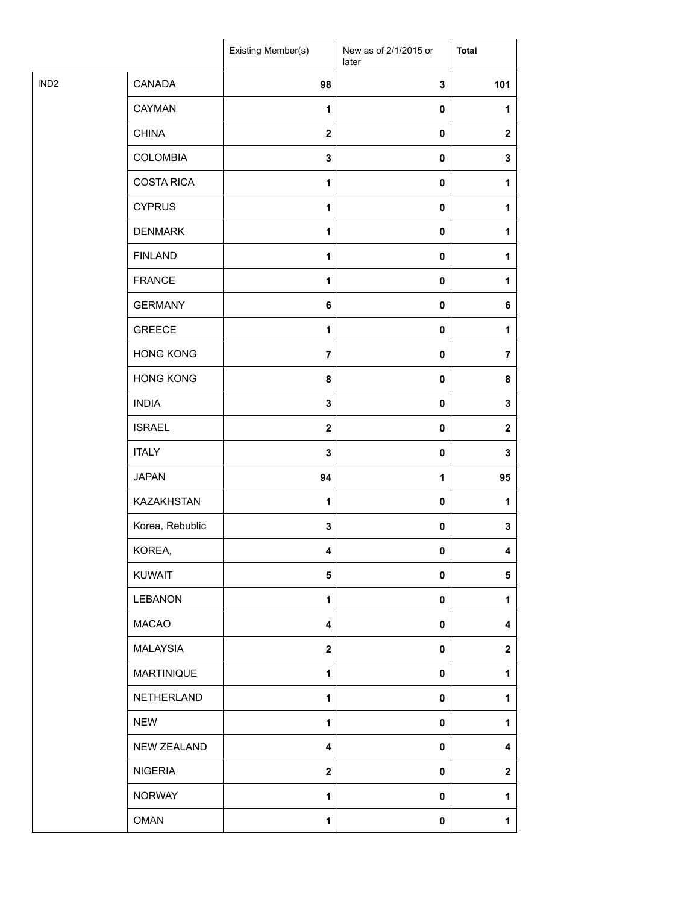| | | Existing Member(s) | New as of 2/1/2015 or later | **Total** |
|---|---|---|---|---|
| IND2 | CANADA | **98** | **3** | **101** |
| | CAYMAN | **1** | **0** | **1** |
| | CHINA | **2** | **0** | **2** |
| | COLOMBIA | **3** | **0** | **3** |
| | COSTA RICA | **1** | **0** | **1** |
| | CYPRUS | **1** | **0** | **1** |
| | DENMARK | **1** | **0** | **1** |
| | FINLAND | **1** | **0** | **1** |
| | FRANCE | **1** | **0** | **1** |
| | GERMANY | **6** | **0** | **6** |
| | GREECE | **1** | **0** | **1** |
| | HONG KONG | **7** | **0** | **7** |
| | HONG KONG | **8** | **0** | **8** |
| | INDIA | **3** | **0** | **3** |
| | ISRAEL | **2** | **0** | **2** |
| | ITALY | **3** | **0** | **3** |
| | JAPAN | **94** | **1** | **95** |
| | KAZAKHSTAN | **1** | **0** | **1** |
| | Korea, Rebublic | **3** | **0** | **3** |
| | KOREA, | **4** | **0** | **4** |
| | KUWAIT | **5** | **0** | **5** |
| | LEBANON | **1** | **0** | **1** |
| | MACAO | **4** | **0** | **4** |
| | MALAYSIA | **2** | **0** | **2** |
| | MARTINIQUE | **1** | **0** | **1** |
| | NETHERLAND | **1** | **0** | **1** |
| | NEW | **1** | **0** | **1** |
| | NEW ZEALAND | **4** | **0** | **4** |
| | NIGERIA | **2** | **0** | **2** |
| | NORWAY | **1** | **0** | **1** |
| | OMAN | **1** | **0** | **1** |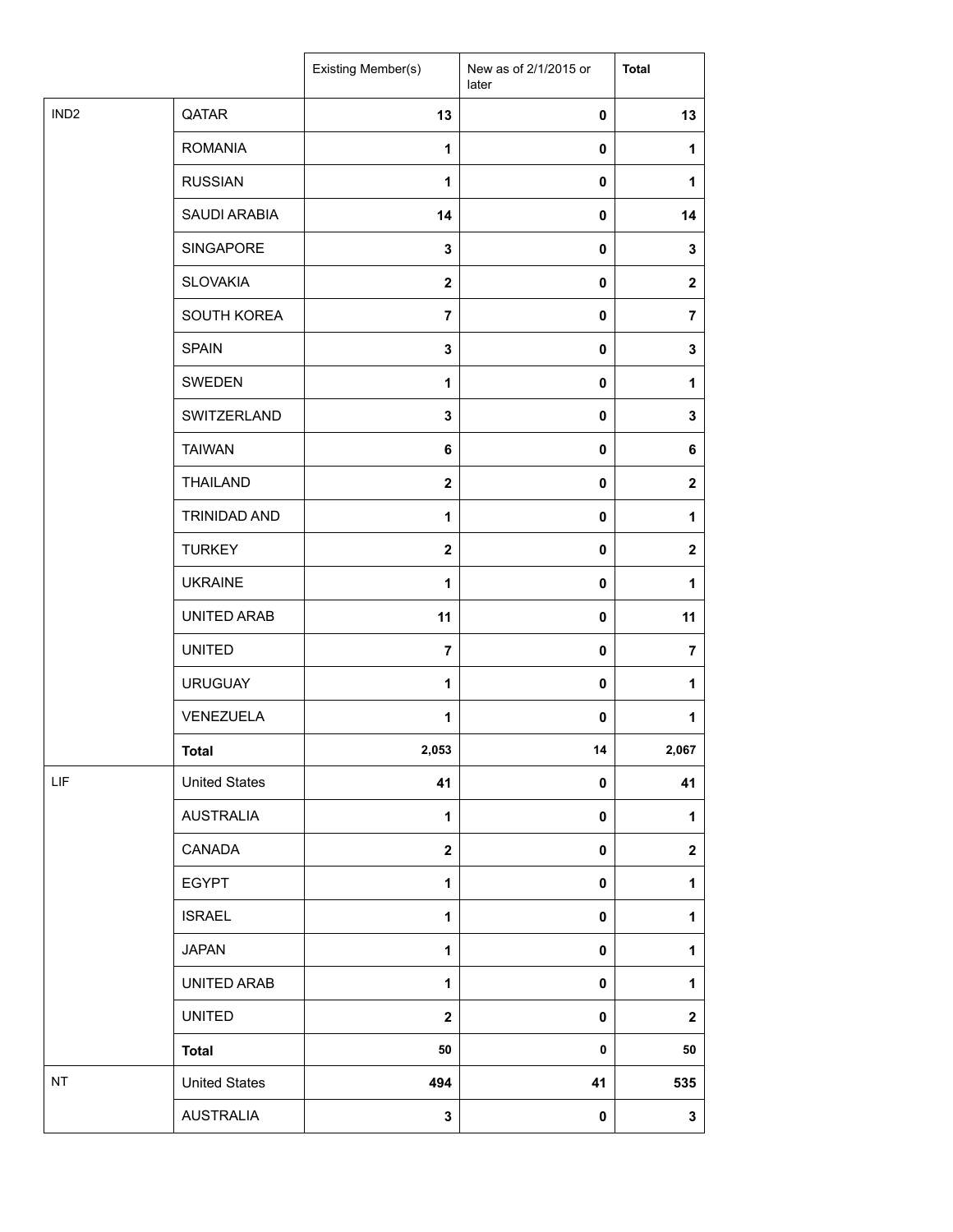| | | Existing Member(s) | New as of 2/1/2015 or later | Total |
|---|---|---|---|---|
| IND2 | QATAR | 13 | 0 | 13 |
| | ROMANIA | 1 | 0 | 1 |
| | RUSSIAN | 1 | 0 | 1 |
| | SAUDI ARABIA | 14 | 0 | 14 |
| | SINGAPORE | 3 | 0 | 3 |
| | SLOVAKIA | 2 | 0 | 2 |
| | SOUTH KOREA | 7 | 0 | 7 |
| | SPAIN | 3 | 0 | 3 |
| | SWEDEN | 1 | 0 | 1 |
| | SWITZERLAND | 3 | 0 | 3 |
| | TAIWAN | 6 | 0 | 6 |
| | THAILAND | 2 | 0 | 2 |
| | TRINIDAD AND | 1 | 0 | 1 |
| | TURKEY | 2 | 0 | 2 |
| | UKRAINE | 1 | 0 | 1 |
| | UNITED ARAB | 11 | 0 | 11 |
| | UNITED | 7 | 0 | 7 |
| | URUGUAY | 1 | 0 | 1 |
| | VENEZUELA | 1 | 0 | 1 |
| | **Total** | 2,053 | 14 | 2,067 |
| LIF | United States | 41 | 0 | 41 |
| | AUSTRALIA | 1 | 0 | 1 |
| | CANADA | 2 | 0 | 2 |
| | EGYPT | 1 | 0 | 1 |
| | ISRAEL | 1 | 0 | 1 |
| | JAPAN | 1 | 0 | 1 |
| | UNITED ARAB | 1 | 0 | 1 |
| | UNITED | 2 | 0 | 2 |
| | **Total** | 50 | 0 | 50 |
| NT | United States | 494 | 41 | 535 |
| | AUSTRALIA | 3 | 0 | 3 |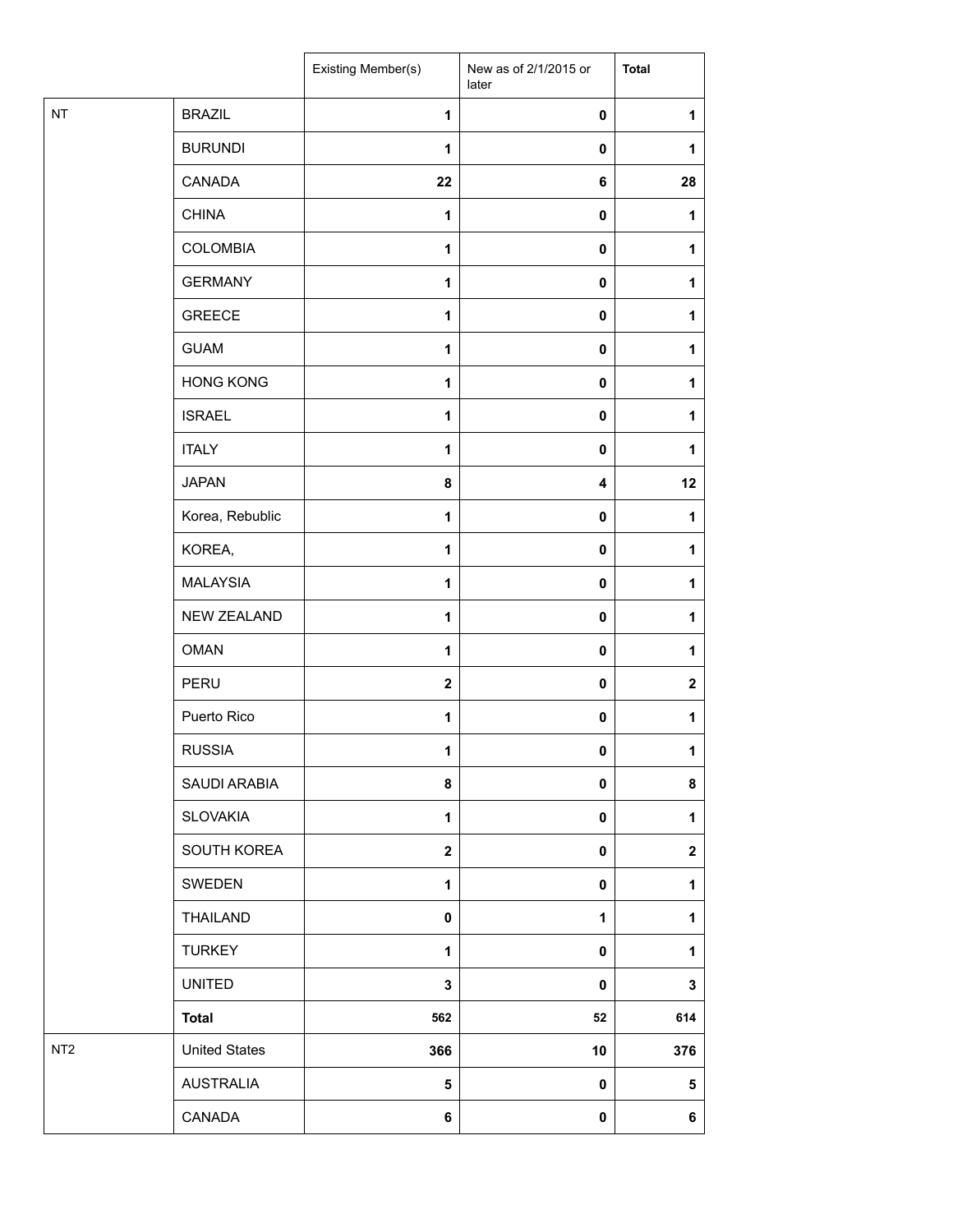| | | Existing Member(s) | New as of 2/1/2015 or later | **Total** |
|---|---|---|---|---|
| NT | BRAZIL | **1** | **0** | **1** |
| | BURUNDI | **1** | **0** | **1** |
| | CANADA | **22** | **6** | **28** |
| | CHINA | **1** | **0** | **1** |
| | COLOMBIA | **1** | **0** | **1** |
| | GERMANY | **1** | **0** | **1** |
| | GREECE | **1** | **0** | **1** |
| | GUAM | **1** | **0** | **1** |
| | HONG KONG | **1** | **0** | **1** |
| | ISRAEL | **1** | **0** | **1** |
| | ITALY | **1** | **0** | **1** |
| | JAPAN | **8** | **4** | **12** |
| | Korea, Rebublic | **1** | **0** | **1** |
| | KOREA, | **1** | **0** | **1** |
| | MALAYSIA | **1** | **0** | **1** |
| | NEW ZEALAND | **1** | **0** | **1** |
| | OMAN | **1** | **0** | **1** |
| | PERU | **2** | **0** | **2** |
| | Puerto Rico | **1** | **0** | **1** |
| | RUSSIA | **1** | **0** | **1** |
| | SAUDI ARABIA | **8** | **0** | **8** |
| | SLOVAKIA | **1** | **0** | **1** |
| | SOUTH KOREA | **2** | **0** | **2** |
| | SWEDEN | **1** | **0** | **1** |
| | THAILAND | **0** | **1** | **1** |
| | TURKEY | **1** | **0** | **1** |
| | UNITED | **3** | **0** | **3** |
| | **Total** | **562** | **52** | **614** |
| NT2 | United States | **366** | **10** | **376** |
| | AUSTRALIA | **5** | **0** | **5** |
| | CANADA | **6** | **0** | **6** |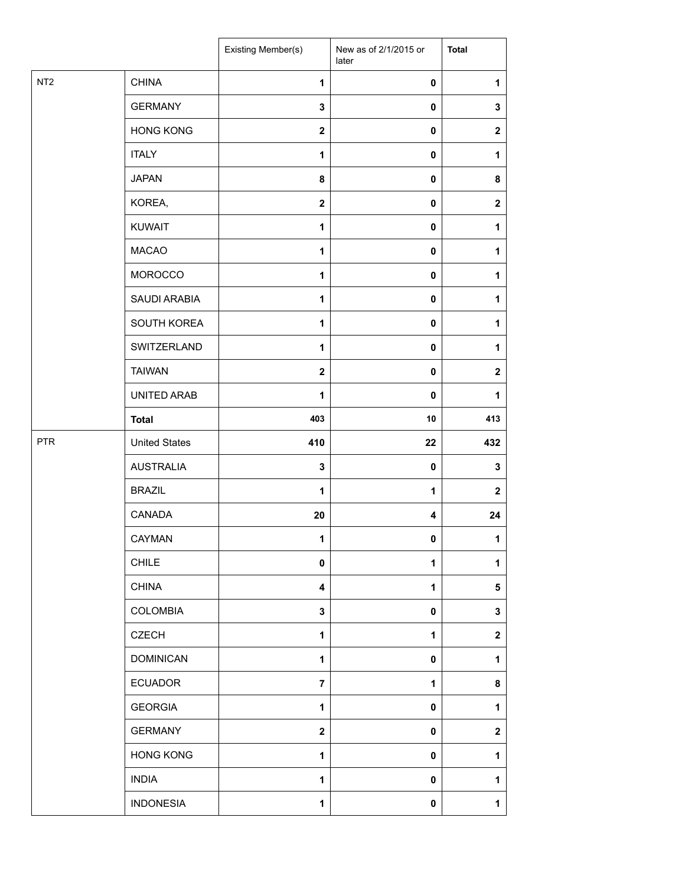| | | Existing Member(s) | New as of 2/1/2015 or later | **Total** |
|---|---|---|---|---|
| NT2 | CHINA | **1** | **0** | **1** |
| | GERMANY | **3** | **0** | **3** |
| | HONG KONG | **2** | **0** | **2** |
| | ITALY | **1** | **0** | **1** |
| | JAPAN | **8** | **0** | **8** |
| | KOREA, | **2** | **0** | **2** |
| | KUWAIT | **1** | **0** | **1** |
| | MACAO | **1** | **0** | **1** |
| | MOROCCO | **1** | **0** | **1** |
| | SAUDI ARABIA | **1** | **0** | **1** |
| | SOUTH KOREA | **1** | **0** | **1** |
| | SWITZERLAND | **1** | **0** | **1** |
| | TAIWAN | **2** | **0** | **2** |
| | UNITED ARAB | **1** | **0** | **1** |
| | **Total** | **403** | **10** | **413** |
| PTR | United States | **410** | **22** | **432** |
| | AUSTRALIA | **3** | **0** | **3** |
| | BRAZIL | **1** | **1** | **2** |
| | CANADA | **20** | **4** | **24** |
| | CAYMAN | **1** | **0** | **1** |
| | CHILE | **0** | **1** | **1** |
| | CHINA | **4** | **1** | **5** |
| | COLOMBIA | **3** | **0** | **3** |
| | CZECH | **1** | **1** | **2** |
| | DOMINICAN | **1** | **0** | **1** |
| | ECUADOR | **7** | **1** | **8** |
| | GEORGIA | **1** | **0** | **1** |
| | GERMANY | **2** | **0** | **2** |
| | HONG KONG | **1** | **0** | **1** |
| | INDIA | **1** | **0** | **1** |
| | INDONESIA | **1** | **0** | **1** |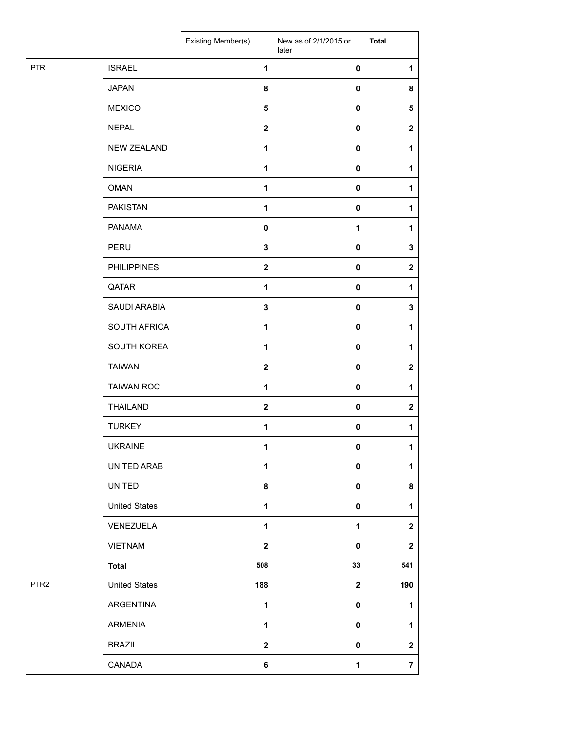| | | Existing Member(s) | New as of 2/1/2015 or later | **Total** |
|---|---|---|---|---|
| PTR | ISRAEL | **1** | **0** | **1** |
| | JAPAN | **8** | **0** | **8** |
| | MEXICO | **5** | **0** | **5** |
| | NEPAL | **2** | **0** | **2** |
| | NEW ZEALAND | **1** | **0** | **1** |
| | NIGERIA | **1** | **0** | **1** |
| | OMAN | **1** | **0** | **1** |
| | PAKISTAN | **1** | **0** | **1** |
| | PANAMA | **0** | **1** | **1** |
| | PERU | **3** | **0** | **3** |
| | PHILIPPINES | **2** | **0** | **2** |
| | QATAR | **1** | **0** | **1** |
| | SAUDI ARABIA | **3** | **0** | **3** |
| | SOUTH AFRICA | **1** | **0** | **1** |
| | SOUTH KOREA | **1** | **0** | **1** |
| | TAIWAN | **2** | **0** | **2** |
| | TAIWAN ROC | **1** | **0** | **1** |
| | THAILAND | **2** | **0** | **2** |
| | TURKEY | **1** | **0** | **1** |
| | UKRAINE | **1** | **0** | **1** |
| | UNITED ARAB | **1** | **0** | **1** |
| | UNITED | **8** | **0** | **8** |
| | United States | **1** | **0** | **1** |
| | VENEZUELA | **1** | **1** | **2** |
| | VIETNAM | **2** | **0** | **2** |
| | **Total** | **508** | **33** | **541** |
| PTR2 | United States | **188** | **2** | **190** |
| | ARGENTINA | **1** | **0** | **1** |
| | ARMENIA | **1** | **0** | **1** |
| | BRAZIL | **2** | **0** | **2** |
| | CANADA | **6** | **1** | **7** |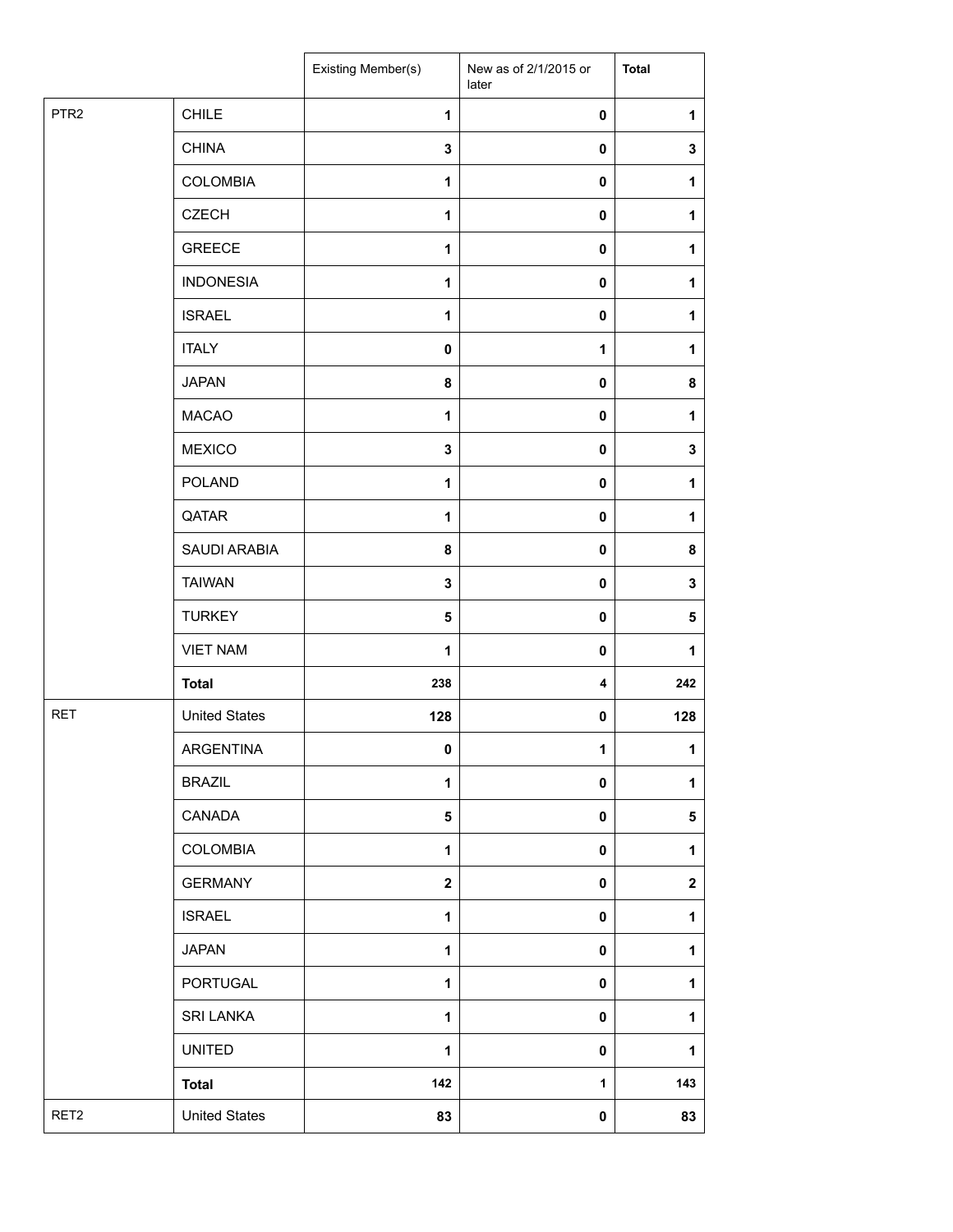| | | Existing Member(s) | New as of 2/1/2015 or later | Total |
|---|---|---|---|---|
| PTR2 | CHILE | 1 | 0 | 1 |
| | CHINA | 3 | 0 | 3 |
| | COLOMBIA | 1 | 0 | 1 |
| | CZECH | 1 | 0 | 1 |
| | GREECE | 1 | 0 | 1 |
| | INDONESIA | 1 | 0 | 1 |
| | ISRAEL | 1 | 0 | 1 |
| | ITALY | 0 | 1 | 1 |
| | JAPAN | 8 | 0 | 8 |
| | MACAO | 1 | 0 | 1 |
| | MEXICO | 3 | 0 | 3 |
| | POLAND | 1 | 0 | 1 |
| | QATAR | 1 | 0 | 1 |
| | SAUDI ARABIA | 8 | 0 | 8 |
| | TAIWAN | 3 | 0 | 3 |
| | TURKEY | 5 | 0 | 5 |
| | VIET NAM | 1 | 0 | 1 |
| | **Total** | 238 | 4 | 242 |
| RET | United States | 128 | 0 | 128 |
| | ARGENTINA | 0 | 1 | 1 |
| | BRAZIL | 1 | 0 | 1 |
| | CANADA | 5 | 0 | 5 |
| | COLOMBIA | 1 | 0 | 1 |
| | GERMANY | 2 | 0 | 2 |
| | ISRAEL | 1 | 0 | 1 |
| | JAPAN | 1 | 0 | 1 |
| | PORTUGAL | 1 | 0 | 1 |
| | SRI LANKA | 1 | 0 | 1 |
| | UNITED | 1 | 0 | 1 |
| | **Total** | 142 | 1 | 143 |
| RET2 | United States | 83 | 0 | 83 |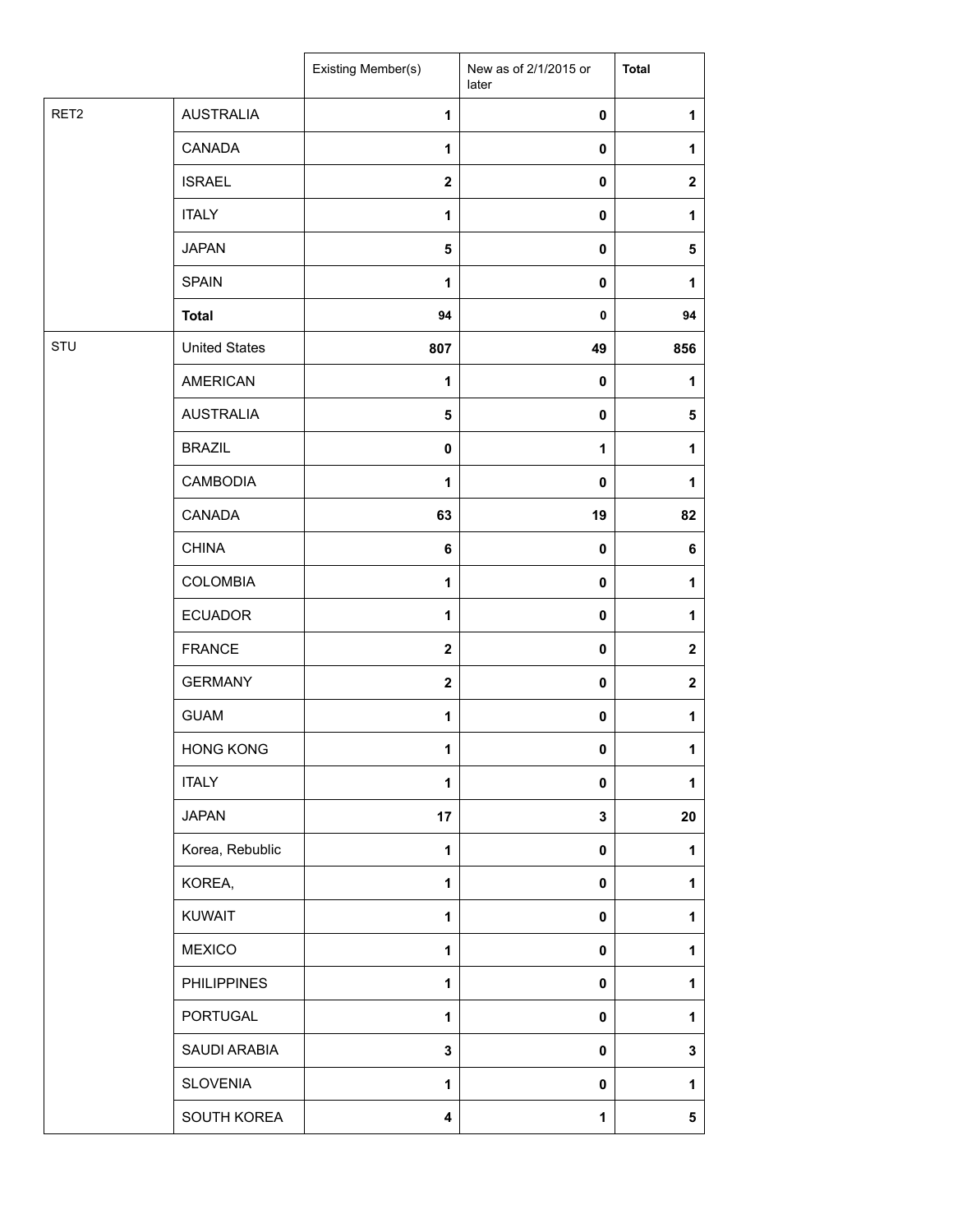| | | Existing Member(s) | New as of 2/1/2015 or later | **Total** |
|---|---|---|---|---|
| RET2 | AUSTRALIA | **1** | **0** | **1** |
| | CANADA | **1** | **0** | **1** |
| | ISRAEL | **2** | **0** | **2** |
| | ITALY | **1** | **0** | **1** |
| | JAPAN | **5** | **0** | **5** |
| | SPAIN | **1** | **0** | **1** |
| | **Total** | **94** | **0** | **94** |
| STU | United States | **807** | **49** | **856** |
| | AMERICAN | **1** | **0** | **1** |
| | AUSTRALIA | **5** | **0** | **5** |
| | BRAZIL | **0** | **1** | **1** |
| | CAMBODIA | **1** | **0** | **1** |
| | CANADA | **63** | **19** | **82** |
| | CHINA | **6** | **0** | **6** |
| | COLOMBIA | **1** | **0** | **1** |
| | ECUADOR | **1** | **0** | **1** |
| | FRANCE | **2** | **0** | **2** |
| | GERMANY | **2** | **0** | **2** |
| | GUAM | **1** | **0** | **1** |
| | HONG KONG | **1** | **0** | **1** |
| | ITALY | **1** | **0** | **1** |
| | JAPAN | **17** | **3** | **20** |
| | Korea, Rebublic | **1** | **0** | **1** |
| | KOREA, | **1** | **0** | **1** |
| | KUWAIT | **1** | **0** | **1** |
| | MEXICO | **1** | **0** | **1** |
| | PHILIPPINES | **1** | **0** | **1** |
| | PORTUGAL | **1** | **0** | **1** |
| | SAUDI ARABIA | **3** | **0** | **3** |
| | SLOVENIA | **1** | **0** | **1** |
| | SOUTH KOREA | **4** | **1** | **5** |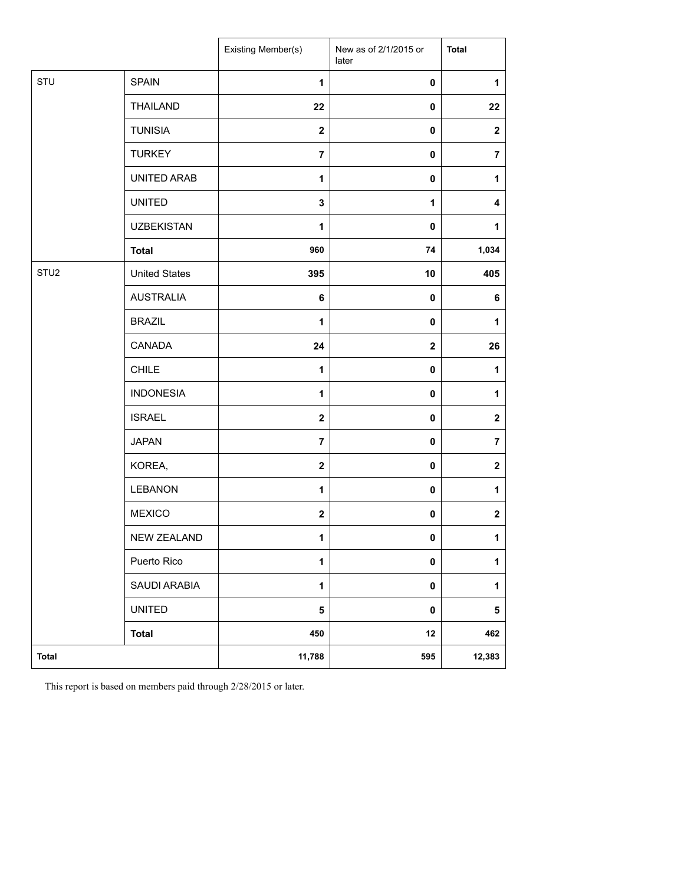| | | Existing Member(s) | New as of 2/1/2015 or later | Total |
|---|---|---|---|---|
| STU | SPAIN | 1 | 0 | 1 |
| | THAILAND | 22 | 0 | 22 |
| | TUNISIA | 2 | 0 | 2 |
| | TURKEY | 7 | 0 | 7 |
| | UNITED ARAB | 1 | 0 | 1 |
| | UNITED | 3 | 1 | 4 |
| | UZBEKISTAN | 1 | 0 | 1 |
| | **Total** | 960 | 74 | 1,034 |
| STU2 | United States | 395 | 10 | 405 |
| | AUSTRALIA | 6 | 0 | 6 |
| | BRAZIL | 1 | 0 | 1 |
| | CANADA | 24 | 2 | 26 |
| | CHILE | 1 | 0 | 1 |
| | INDONESIA | 1 | 0 | 1 |
| | ISRAEL | 2 | 0 | 2 |
| | JAPAN | 7 | 0 | 7 |
| | KOREA, | 2 | 0 | 2 |
| | LEBANON | 1 | 0 | 1 |
| | MEXICO | 2 | 0 | 2 |
| | NEW ZEALAND | 1 | 0 | 1 |
| | Puerto Rico | 1 | 0 | 1 |
| | SAUDI ARABIA | 1 | 0 | 1 |
| | UNITED | 5 | 0 | 5 |
| | **Total** | 450 | 12 | 462 |
| **Total** | | 11,788 | 595 | 12,383 |

This report is based on members paid through 2/28/2015 or later.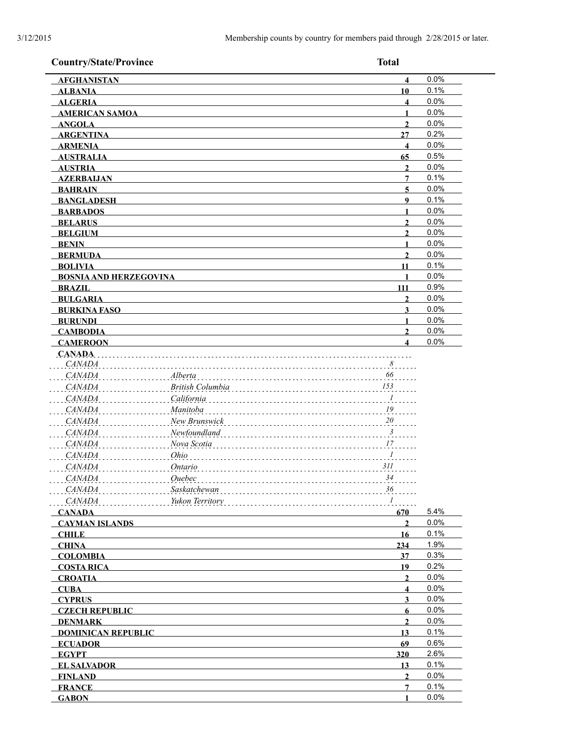3/12/2015 Membership counts by country for members paid through 2/28/2015 or later.

| Country/State/Province | | Total | |
|---|---|---|---|
| **AFGHANISTAN** | | **4** | 0.0% |
| **ALBANIA** | | **10** | 0.1% |
| **ALGERIA** | | **4** | 0.0% |
| **AMERICAN SAMOA** | | **1** | 0.0% |
| **ANGOLA** | | **2** | 0.0% |
| **ARGENTINA** | | **27** | 0.2% |
| **ARMENIA** | | **4** | 0.0% |
| **AUSTRALIA** | | **65** | 0.5% |
| **AUSTRIA** | | **2** | 0.0% |
| **AZERBAIJAN** | | **7** | 0.1% |
| **BAHRAIN** | | **5** | 0.0% |
| **BANGLADESH** | | **9** | 0.1% |
| **BARBADOS** | | **1** | 0.0% |
| **BELARUS** | | **2** | 0.0% |
| **BELGIUM** | | **2** | 0.0% |
| **BENIN** | | **1** | 0.0% |
| **BERMUDA** | | **2** | 0.0% |
| **BOLIVIA** | | **11** | 0.1% |
| **BOSNIA AND HERZEGOVINA** | | **1** | 0.0% |
| **BRAZIL** | | **111** | 0.9% |
| **BULGARIA** | | **2** | 0.0% |
| **BURKINA FASO** | | **3** | 0.0% |
| **BURUNDI** | | **1** | 0.0% |
| **CAMBODIA** | | **2** | 0.0% |
| **CAMEROON** | | **4** | 0.0% |
| **CANADA** | | | |
| *CANADA* | | *8* | |
| *CANADA* | *Alberta* | *66* | |
| *CANADA* | *British Columbia* | *153* | |
| *CANADA* | *California* | *1* | |
| *CANADA* | *Manitoba* | *19* | |
| *CANADA* | *New Brunswick* | *20* | |
| *CANADA* | *Newfoundland* | *3* | |
| *CANADA* | *Nova Scotia* | *17* | |
| *CANADA* | *Ohio* | *1* | |
| *CANADA* | *Ontario* | *311* | |
| *CANADA* | *Quebec* | *34* | |
| *CANADA* | *Saskatchewan* | *36* | |
| *CANADA* | *Yukon Territory* | *1* | |
| **CANADA** | | **670** | 5.4% |
| **CAYMAN ISLANDS** | | **2** | 0.0% |
| **CHILE** | | **16** | 0.1% |
| **CHINA** | | **234** | 1.9% |
| **COLOMBIA** | | **37** | 0.3% |
| **COSTA RICA** | | **19** | 0.2% |
| **CROATIA** | | **2** | 0.0% |
| **CUBA** | | **4** | 0.0% |
| **CYPRUS** | | **3** | 0.0% |
| **CZECH REPUBLIC** | | **6** | 0.0% |
| **DENMARK** | | **2** | 0.0% |
| **DOMINICAN REPUBLIC** | | **13** | 0.1% |
| **ECUADOR** | | **69** | 0.6% |
| **EGYPT** | | **320** | 2.6% |
| **EL SALVADOR** | | **13** | 0.1% |
| **FINLAND** | | **2** | 0.0% |
| **FRANCE** | | **7** | 0.1% |
| **GABON** | | **1** | 0.0% |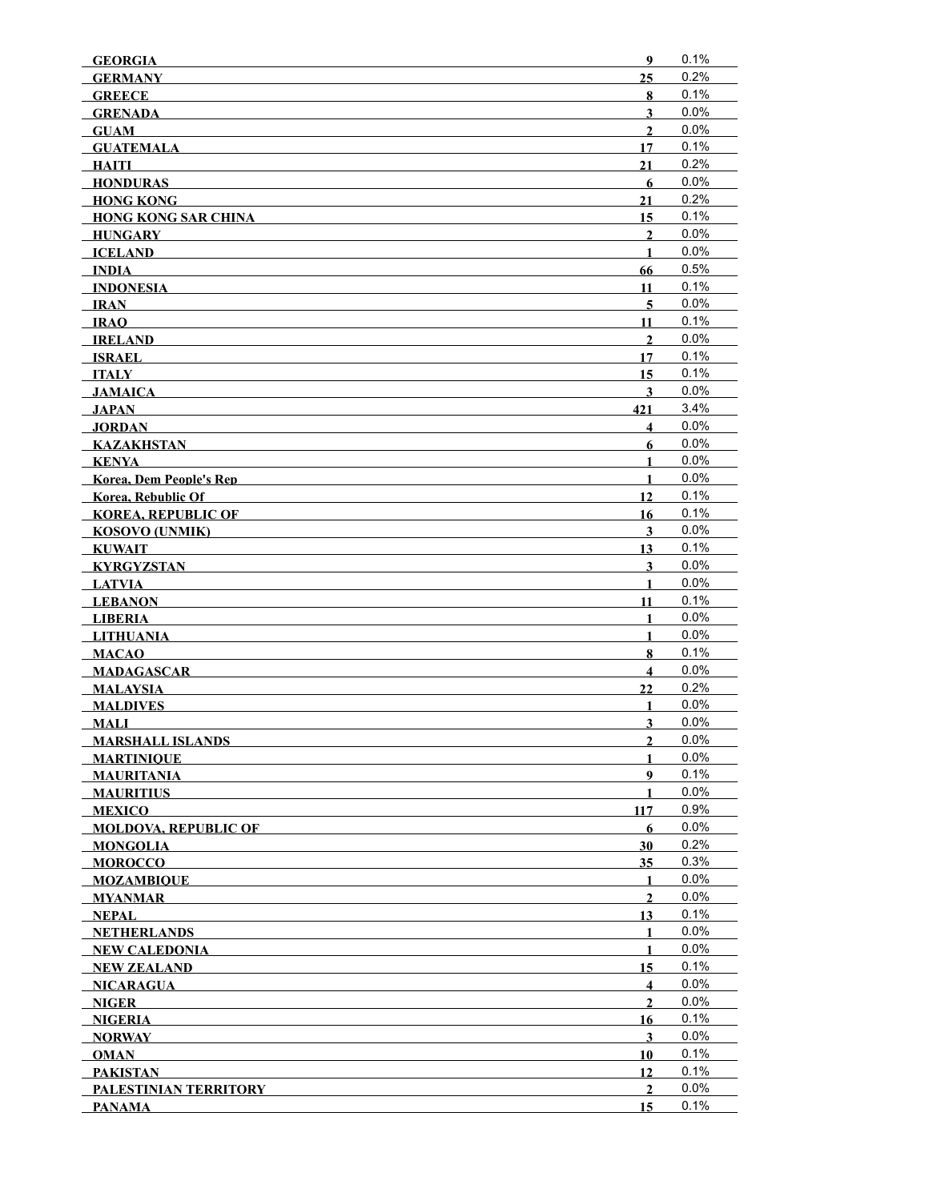| | | |
|---|---|---|
| **GEORGIA** | **9** | 0.1% |
| **GERMANY** | **25** | 0.2% |
| **GREECE** | **8** | 0.1% |
| **GRENADA** | **3** | 0.0% |
| **GUAM** | **2** | 0.0% |
| **GUATEMALA** | **17** | 0.1% |
| **HAITI** | **21** | 0.2% |
| **HONDURAS** | **6** | 0.0% |
| **HONG KONG** | **21** | 0.2% |
| **HONG KONG SAR CHINA** | **15** | 0.1% |
| **HUNGARY** | **2** | 0.0% |
| **ICELAND** | **1** | 0.0% |
| **INDIA** | **66** | 0.5% |
| **INDONESIA** | **11** | 0.1% |
| **IRAN** | **5** | 0.0% |
| **IRAQ** | **11** | 0.1% |
| **IRELAND** | **2** | 0.0% |
| **ISRAEL** | **17** | 0.1% |
| **ITALY** | **15** | 0.1% |
| **JAMAICA** | **3** | 0.0% |
| **JAPAN** | **421** | 3.4% |
| **JORDAN** | **4** | 0.0% |
| **KAZAKHSTAN** | **6** | 0.0% |
| **KENYA** | **1** | 0.0% |
| **Korea, Dem People's Rep** | **1** | 0.0% |
| **Korea, Rebublic Of** | **12** | 0.1% |
| **KOREA, REPUBLIC OF** | **16** | 0.1% |
| **KOSOVO (UNMIK)** | **3** | 0.0% |
| **KUWAIT** | **13** | 0.1% |
| **KYRGYZSTAN** | **3** | 0.0% |
| **LATVIA** | **1** | 0.0% |
| **LEBANON** | **11** | 0.1% |
| **LIBERIA** | **1** | 0.0% |
| **LITHUANIA** | **1** | 0.0% |
| **MACAO** | **8** | 0.1% |
| **MADAGASCAR** | **4** | 0.0% |
| **MALAYSIA** | **22** | 0.2% |
| **MALDIVES** | **1** | 0.0% |
| **MALI** | **3** | 0.0% |
| **MARSHALL ISLANDS** | **2** | 0.0% |
| **MARTINIQUE** | **1** | 0.0% |
| **MAURITANIA** | **9** | 0.1% |
| **MAURITIUS** | **1** | 0.0% |
| **MEXICO** | **117** | 0.9% |
| **MOLDOVA, REPUBLIC OF** | **6** | 0.0% |
| **MONGOLIA** | **30** | 0.2% |
| **MOROCCO** | **35** | 0.3% |
| **MOZAMBIQUE** | **1** | 0.0% |
| **MYANMAR** | **2** | 0.0% |
| **NEPAL** | **13** | 0.1% |
| **NETHERLANDS** | **1** | 0.0% |
| **NEW CALEDONIA** | **1** | 0.0% |
| **NEW ZEALAND** | **15** | 0.1% |
| **NICARAGUA** | **4** | 0.0% |
| **NIGER** | **2** | 0.0% |
| **NIGERIA** | **16** | 0.1% |
| **NORWAY** | **3** | 0.0% |
| **OMAN** | **10** | 0.1% |
| **PAKISTAN** | **12** | 0.1% |
| **PALESTINIAN TERRITORY** | **2** | 0.0% |
| **PANAMA** | **15** | 0.1% |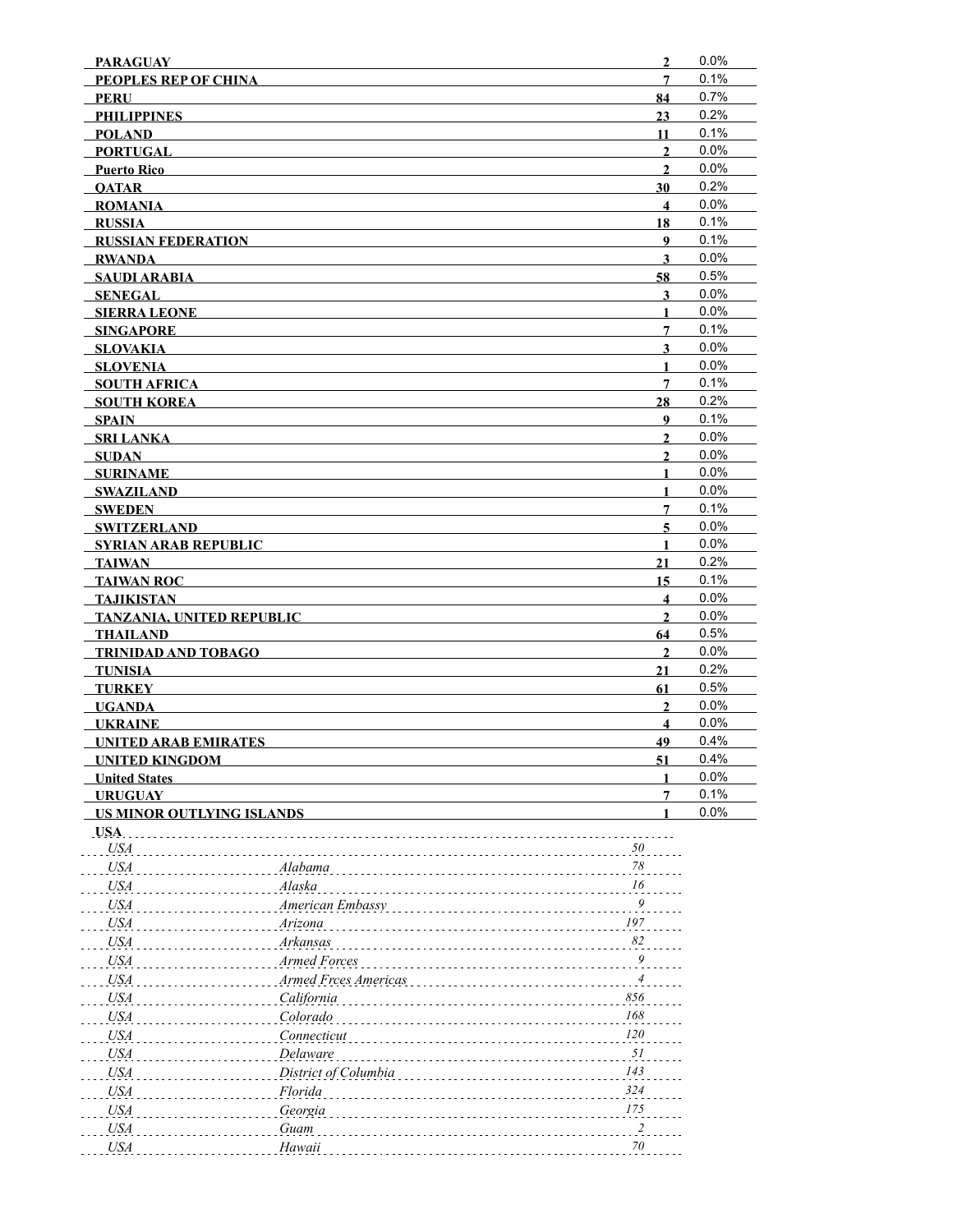| Country | Count | Percent |
|---|---|---|
| **PARAGUAY** | **2** | 0.0% |
| **PEOPLES REP OF CHINA** | **7** | 0.1% |
| **PERU** | **84** | 0.7% |
| **PHILIPPINES** | **23** | 0.2% |
| **POLAND** | **11** | 0.1% |
| **PORTUGAL** | **2** | 0.0% |
| **Puerto Rico** | **2** | 0.0% |
| **QATAR** | **30** | 0.2% |
| **ROMANIA** | **4** | 0.0% |
| **RUSSIA** | **18** | 0.1% |
| **RUSSIAN FEDERATION** | **9** | 0.1% |
| **RWANDA** | **3** | 0.0% |
| **SAUDI ARABIA** | **58** | 0.5% |
| **SENEGAL** | **3** | 0.0% |
| **SIERRA LEONE** | **1** | 0.0% |
| **SINGAPORE** | **7** | 0.1% |
| **SLOVAKIA** | **3** | 0.0% |
| **SLOVENIA** | **1** | 0.0% |
| **SOUTH AFRICA** | **7** | 0.1% |
| **SOUTH KOREA** | **28** | 0.2% |
| **SPAIN** | **9** | 0.1% |
| **SRI LANKA** | **2** | 0.0% |
| **SUDAN** | **2** | 0.0% |
| **SURINAME** | **1** | 0.0% |
| **SWAZILAND** | **1** | 0.0% |
| **SWEDEN** | **7** | 0.1% |
| **SWITZERLAND** | **5** | 0.0% |
| **SYRIAN ARAB REPUBLIC** | **1** | 0.0% |
| **TAIWAN** | **21** | 0.2% |
| **TAIWAN ROC** | **15** | 0.1% |
| **TAJIKISTAN** | **4** | 0.0% |
| **TANZANIA, UNITED REPUBLIC** | **2** | 0.0% |
| **THAILAND** | **64** | 0.5% |
| **TRINIDAD AND TOBAGO** | **2** | 0.0% |
| **TUNISIA** | **21** | 0.2% |
| **TURKEY** | **61** | 0.5% |
| **UGANDA** | **2** | 0.0% |
| **UKRAINE** | **4** | 0.0% |
| **UNITED ARAB EMIRATES** | **49** | 0.4% |
| **UNITED KINGDOM** | **51** | 0.4% |
| **United States** | **1** | 0.0% |
| **URUGUAY** | **7** | 0.1% |
| **US MINOR OUTLYING ISLANDS** | **1** | 0.0% |

**USA**

| Country | State | Count |
|---|---|---|
| *USA* | | *50* |
| *USA* | *Alabama* | *78* |
| *USA* | *Alaska* | *16* |
| *USA* | *American Embassy* | *9* |
| *USA* | *Arizona* | *197* |
| *USA* | *Arkansas* | *82* |
| *USA* | *Armed Forces* | *9* |
| *USA* | *Armed Frces Americas* | *4* |
| *USA* | *California* | *856* |
| *USA* | *Colorado* | *168* |
| *USA* | *Connecticut* | *120* |
| *USA* | *Delaware* | *51* |
| *USA* | *District of Columbia* | *143* |
| *USA* | *Florida* | *324* |
| *USA* | *Georgia* | *175* |
| *USA* | *Guam* | *2* |
| *USA* | *Hawaii* | *70* |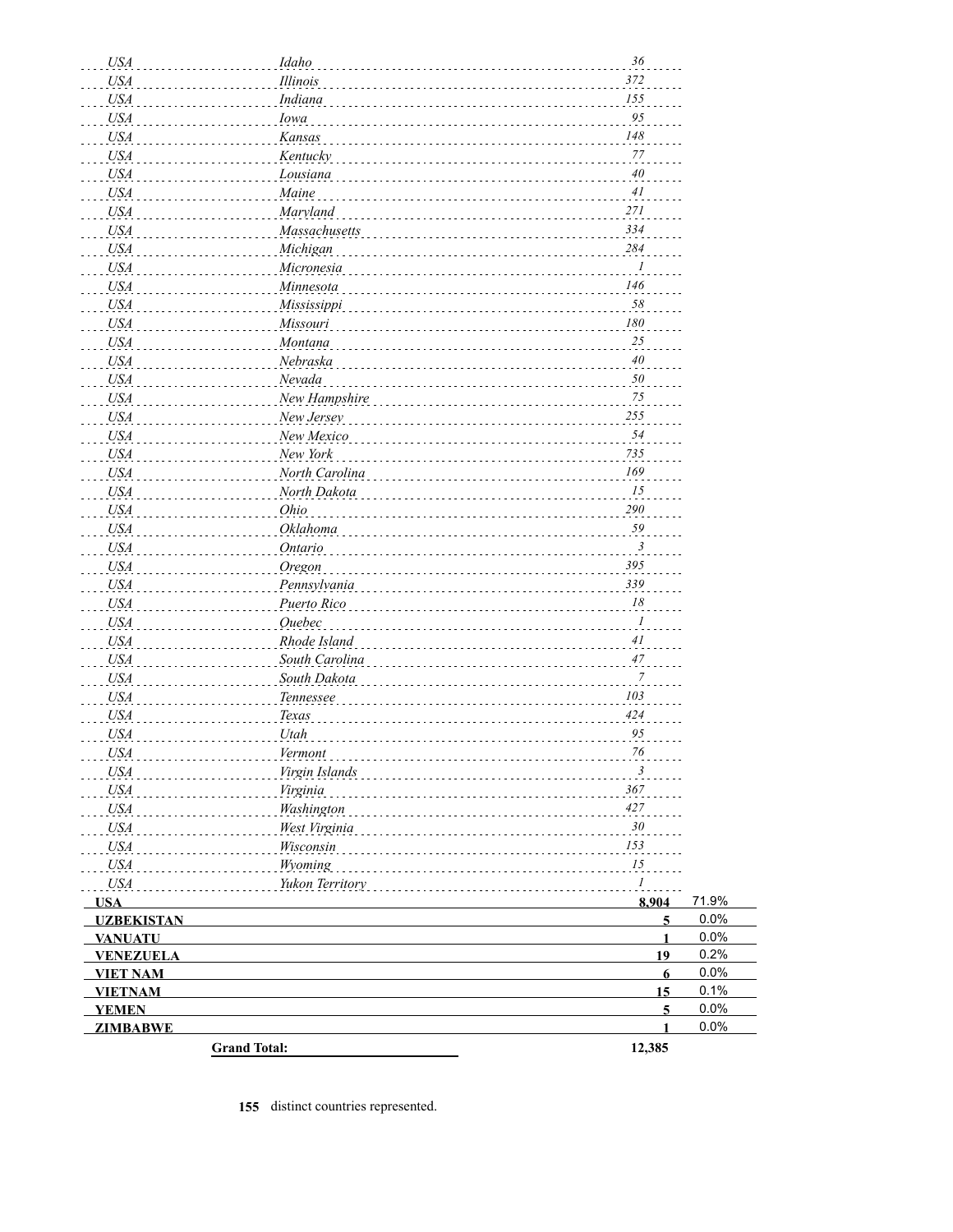| | | | |
|---|---|---|---|
| *USA* | *Idaho* | *36* | |
| *USA* | *Illinois* | *372* | |
| *USA* | *Indiana* | *155* | |
| *USA* | *Iowa* | *95* | |
| *USA* | *Kansas* | *148* | |
| *USA* | *Kentucky* | *77* | |
| *USA* | *Lousiana* | *40* | |
| *USA* | *Maine* | *41* | |
| *USA* | *Maryland* | *271* | |
| *USA* | *Massachusetts* | *334* | |
| *USA* | *Michigan* | *284* | |
| *USA* | *Micronesia* | *1* | |
| *USA* | *Minnesota* | *146* | |
| *USA* | *Mississippi* | *58* | |
| *USA* | *Missouri* | *180* | |
| *USA* | *Montana* | *25* | |
| *USA* | *Nebraska* | *40* | |
| *USA* | *Nevada* | *50* | |
| *USA* | *New Hampshire* | *75* | |
| *USA* | *New Jersey* | *255* | |
| *USA* | *New Mexico* | *54* | |
| *USA* | *New York* | *735* | |
| *USA* | *North Carolina* | *169* | |
| *USA* | *North Dakota* | *15* | |
| *USA* | *Ohio* | *290* | |
| *USA* | *Oklahoma* | *59* | |
| *USA* | *Ontario* | *3* | |
| *USA* | *Oregon* | *395* | |
| *USA* | *Pennsylvania* | *339* | |
| *USA* | *Puerto Rico* | *18* | |
| *USA* | *Quebec* | *1* | |
| *USA* | *Rhode Island* | *41* | |
| *USA* | *South Carolina* | *47* | |
| *USA* | *South Dakota* | *7* | |
| *USA* | *Tennessee* | *103* | |
| *USA* | *Texas* | *424* | |
| *USA* | *Utah* | *95* | |
| *USA* | *Vermont* | *76* | |
| *USA* | *Virgin Islands* | *3* | |
| *USA* | *Virginia* | *367* | |
| *USA* | *Washington* | *427* | |
| *USA* | *West Virginia* | *30* | |
| *USA* | *Wisconsin* | *153* | |
| *USA* | *Wyoming* | *15* | |
| *USA* | *Yukon Territory* | *1* | |
| **USA** | | **8,904** | 71.9% |
| **UZBEKISTAN** | | **5** | 0.0% |
| **VANUATU** | | **1** | 0.0% |
| **VENEZUELA** | | **19** | 0.2% |
| **VIET NAM** | | **6** | 0.0% |
| **VIETNAM** | | **15** | 0.1% |
| **YEMEN** | | **5** | 0.0% |
| **ZIMBABWE** | | **1** | 0.0% |
| | **Grand Total:** | **12,385** | |

**155** distinct countries represented.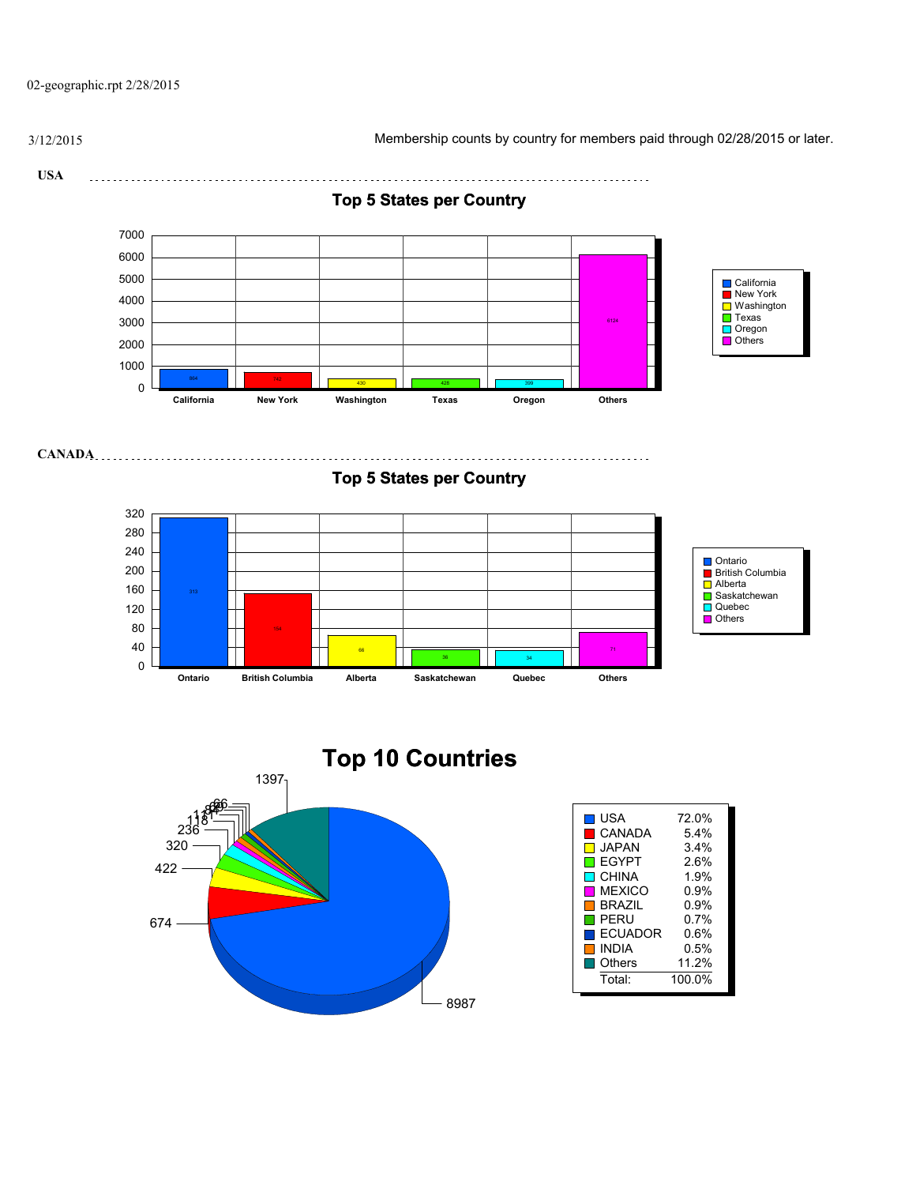02-geographic.rpt 2/28/2015

3/12/2015

Membership counts by country for members paid through 02/28/2015 or later.

**USA**

## Top 5 States per Country

| State | Count |
|---|---|
| California | 864 |
| New York | 762 |
| Washington | 430 |
| Texas | 428 |
| Oregon | 399 |
| Others | 6124 |

**CANADA**

## Top 5 States per Country

| State | Count |
|---|---|
| Ontario | 313 |
| British Columbia | 154 |
| Alberta | 66 |
| Saskatchewan | 36 |
| Quebec | 34 |
| Others | 71 |

## Top 10 Countries

| Country | Percent |
|---|---|
| USA | 72.0% |
| CANADA | 5.4% |
| JAPAN | 3.4% |
| EGYPT | 2.6% |
| CHINA | 1.9% |
| MEXICO | 0.9% |
| BRAZIL | 0.9% |
| PERU | 0.7% |
| ECUADOR | 0.6% |
| INDIA | 0.5% |
| Others | 11.2% |
| Total: | 100.0% |

Pie chart values: 8987, 674, 422, 320, 236, 118, 118, 81, 69, 66, 1397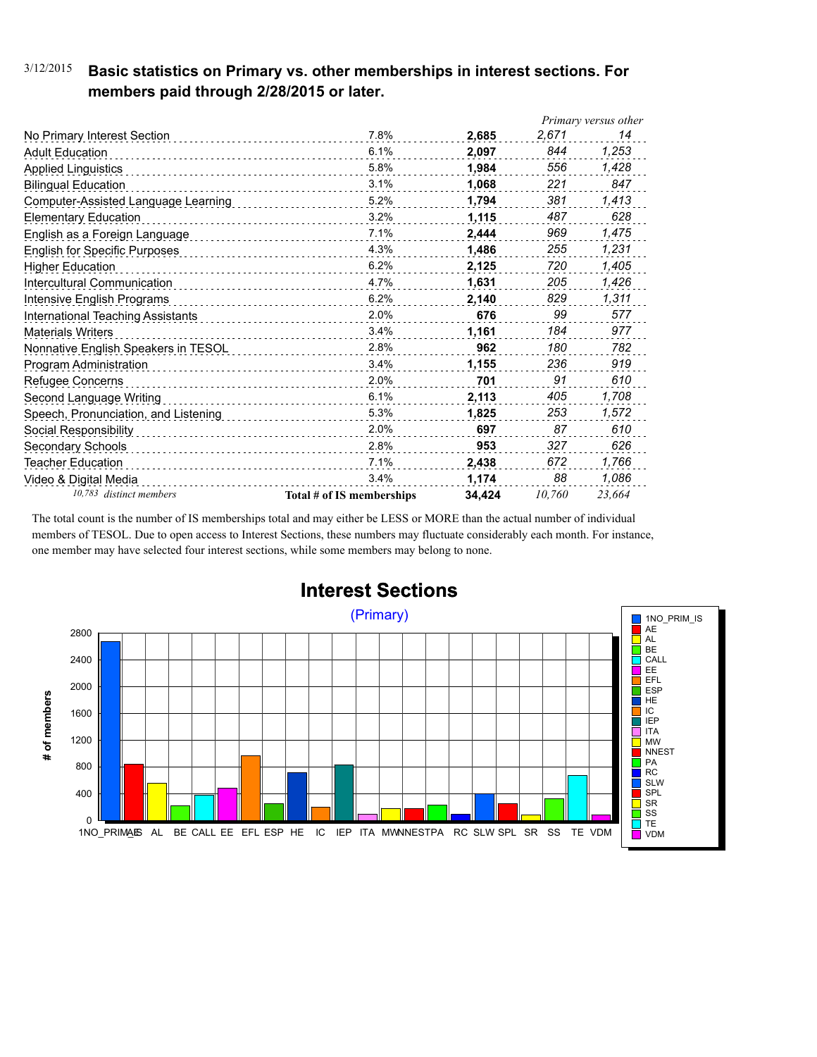3/12/2015

## Basic statistics on Primary vs. other memberships in interest sections. For members paid through 2/28/2015 or later.

| | | | *Primary versus other* | |
|---|---|---|---|---|
| No Primary Interest Section | 7.8% | **2,685** | *2,671* | *14* |
| Adult Education | 6.1% | **2,097** | *844* | *1,253* |
| Applied Linguistics | 5.8% | **1,984** | *556* | *1,428* |
| Bilingual Education | 3.1% | **1,068** | *221* | *847* |
| Computer-Assisted Language Learning | 5.2% | **1,794** | *381* | *1,413* |
| Elementary Education | 3.2% | **1,115** | *487* | *628* |
| English as a Foreign Language | 7.1% | **2,444** | *969* | *1,475* |
| English for Specific Purposes | 4.3% | **1,486** | *255* | *1,231* |
| Higher Education | 6.2% | **2,125** | *720* | *1,405* |
| Intercultural Communication | 4.7% | **1,631** | *205* | *1,426* |
| Intensive English Programs | 6.2% | **2,140** | *829* | *1,311* |
| International Teaching Assistants | 2.0% | **676** | *99* | *577* |
| Materials Writers | 3.4% | **1,161** | *184* | *977* |
| Nonnative English Speakers in TESOL | 2.8% | **962** | *180* | *782* |
| Program Administration | 3.4% | **1,155** | *236* | *919* |
| Refugee Concerns | 2.0% | **701** | *91* | *610* |
| Second Language Writing | 6.1% | **2,113** | *405* | *1,708* |
| Speech, Pronunciation, and Listening | 5.3% | **1,825** | *253* | *1,572* |
| Social Responsibility | 2.0% | **697** | *87* | *610* |
| Secondary Schools | 2.8% | **953** | *327* | *626* |
| Teacher Education | 7.1% | **2,438** | *672* | *1,766* |
| Video & Digital Media | 3.4% | **1,174** | *88* | *1,086* |
| *10,783 distinct members* | **Total # of IS memberships** | **34,424** | *10,760* | *23,664* |

The total count is the number of IS memberships total and may either be LESS or MORE than the actual number of individual members of TESOL. Due to open access to Interest Sections, these numbers may fluctuate considerably each month. For instance, one member may have selected four interest sections, while some members may belong to none.

## Interest Sections

(Primary)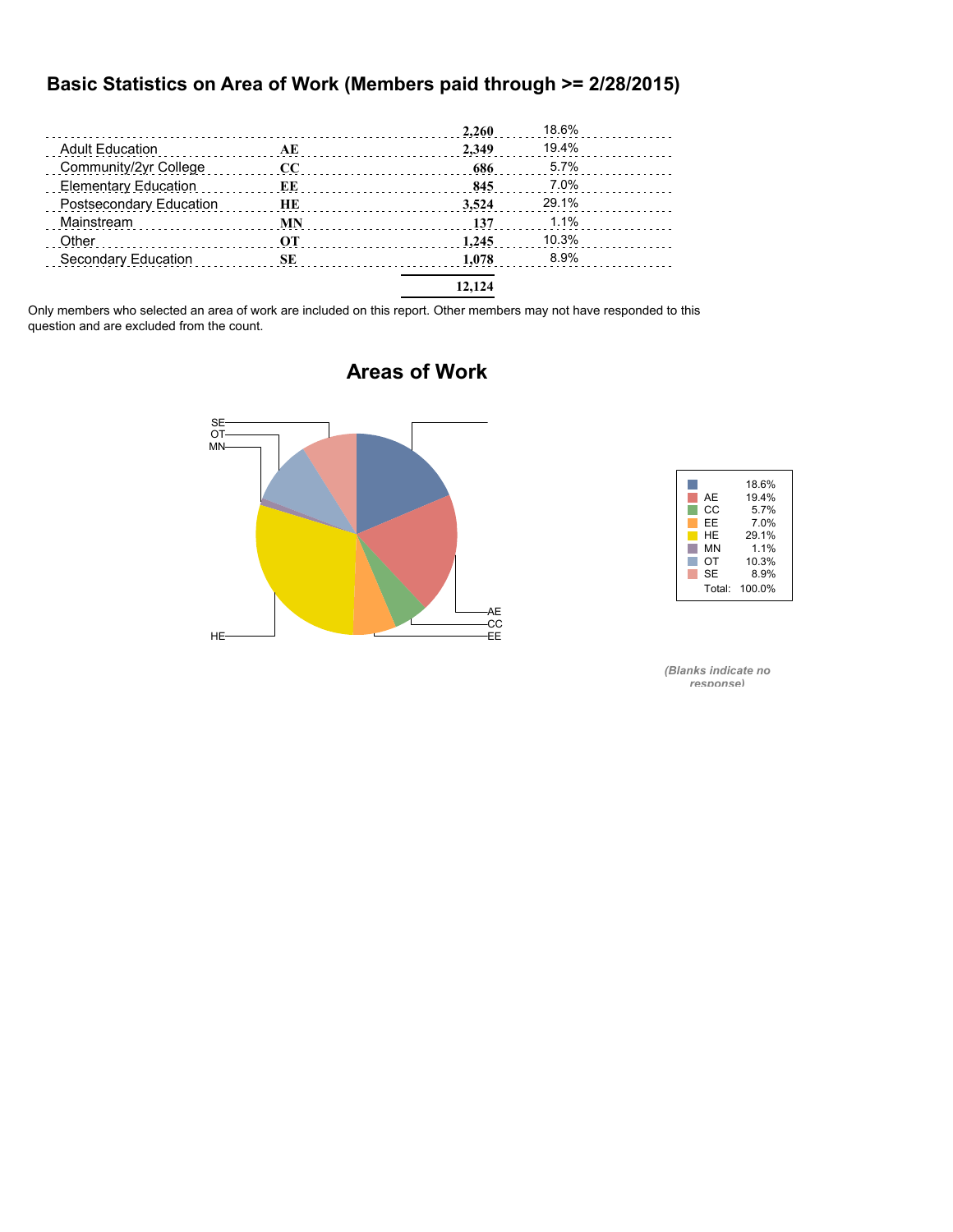## Basic Statistics on Area of Work (Members paid through >= 2/28/2015)

| Area of Work | Code | Count | Percent |
|---|---|---|---|
| | | 2,260 | 18.6% |
| Adult Education | AE | 2,349 | 19.4% |
| Community/2yr College | CC | 686 | 5.7% |
| Elementary Education | EE | 845 | 7.0% |
| Postsecondary Education | HE | 3,524 | 29.1% |
| Mainstream | MN | 137 | 1.1% |
| Other | OT | 1,245 | 10.3% |
| Secondary Education | SE | 1,078 | 8.9% |
| | | 12,124 | |

Only members who selected an area of work are included on this report. Other members may not have responded to this question and are excluded from the count.

### Areas of Work

| Code | Percent |
|---|---|
| | 18.6% |
| AE | 19.4% |
| CC | 5.7% |
| EE | 7.0% |
| HE | 29.1% |
| MN | 1.1% |
| OT | 10.3% |
| SE | 8.9% |
| Total: | 100.0% |

*(Blanks indicate no response)*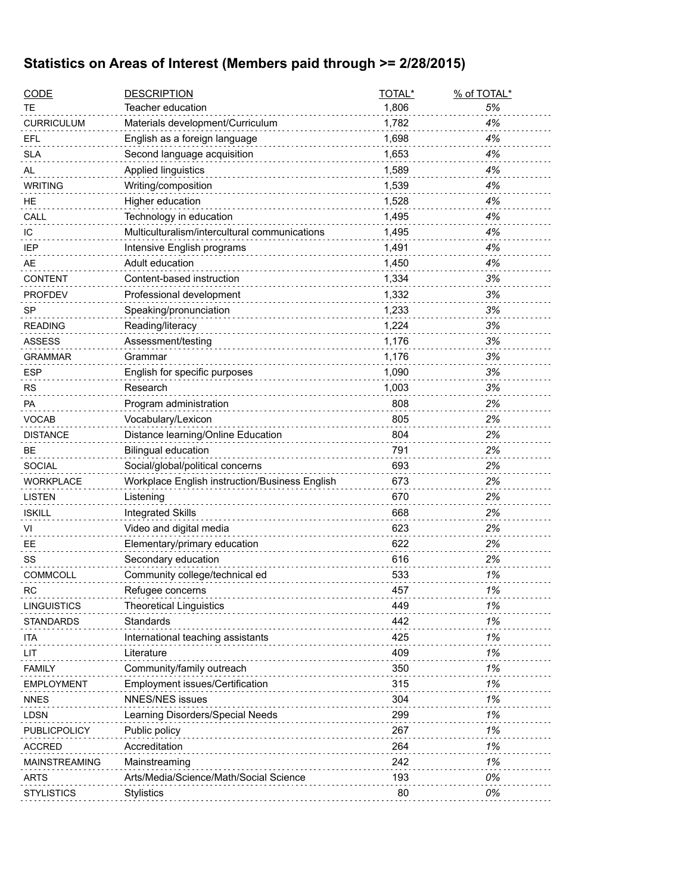## Statistics on Areas of Interest (Members paid through >= 2/28/2015)

| CODE | DESCRIPTION | TOTAL* | % of TOTAL* |
|---|---|---|---|
| TE | Teacher education | 1,806 | 5% |
| CURRICULUM | Materials development/Curriculum | 1,782 | 4% |
| EFL | English as a foreign language | 1,698 | 4% |
| SLA | Second language acquisition | 1,653 | 4% |
| AL | Applied linguistics | 1,589 | 4% |
| WRITING | Writing/composition | 1,539 | 4% |
| HE | Higher education | 1,528 | 4% |
| CALL | Technology in education | 1,495 | 4% |
| IC | Multiculturalism/intercultural communications | 1,495 | 4% |
| IEP | Intensive English programs | 1,491 | 4% |
| AE | Adult education | 1,450 | 4% |
| CONTENT | Content-based instruction | 1,334 | 3% |
| PROFDEV | Professional development | 1,332 | 3% |
| SP | Speaking/pronunciation | 1,233 | 3% |
| READING | Reading/literacy | 1,224 | 3% |
| ASSESS | Assessment/testing | 1,176 | 3% |
| GRAMMAR | Grammar | 1,176 | 3% |
| ESP | English for specific purposes | 1,090 | 3% |
| RS | Research | 1,003 | 3% |
| PA | Program administration | 808 | 2% |
| VOCAB | Vocabulary/Lexicon | 805 | 2% |
| DISTANCE | Distance learning/Online Education | 804 | 2% |
| BE | Bilingual education | 791 | 2% |
| SOCIAL | Social/global/political concerns | 693 | 2% |
| WORKPLACE | Workplace English instruction/Business English | 673 | 2% |
| LISTEN | Listening | 670 | 2% |
| ISKILL | Integrated Skills | 668 | 2% |
| VI | Video and digital media | 623 | 2% |
| EE | Elementary/primary education | 622 | 2% |
| SS | Secondary education | 616 | 2% |
| COMMCOLL | Community college/technical ed | 533 | 1% |
| RC | Refugee concerns | 457 | 1% |
| LINGUISTICS | Theoretical Linguistics | 449 | 1% |
| STANDARDS | Standards | 442 | 1% |
| ITA | International teaching assistants | 425 | 1% |
| LIT | Literature | 409 | 1% |
| FAMILY | Community/family outreach | 350 | 1% |
| EMPLOYMENT | Employment issues/Certification | 315 | 1% |
| NNES | NNES/NES issues | 304 | 1% |
| LDSN | Learning Disorders/Special Needs | 299 | 1% |
| PUBLICPOLICY | Public policy | 267 | 1% |
| ACCRED | Accreditation | 264 | 1% |
| MAINSTREAMING | Mainstreaming | 242 | 1% |
| ARTS | Arts/Media/Science/Math/Social Science | 193 | 0% |
| STYLISTICS | Stylistics | 80 | 0% |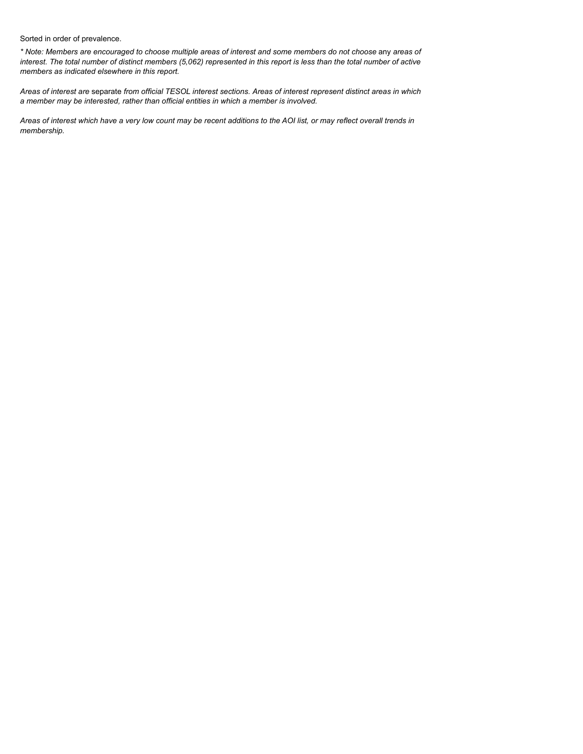Sorted in order of prevalence.

*\* Note: Members are encouraged to choose multiple areas of interest and some members do not choose* any *areas of interest. The total number of distinct members (5,062) represented in this report is less than the total number of active members as indicated elsewhere in this report.*

*Areas of interest are* separate *from official TESOL interest sections. Areas of interest represent distinct areas in which a member may be interested, rather than official entities in which a member is involved.*

*Areas of interest which have a very low count may be recent additions to the AOI list, or may reflect overall trends in membership.*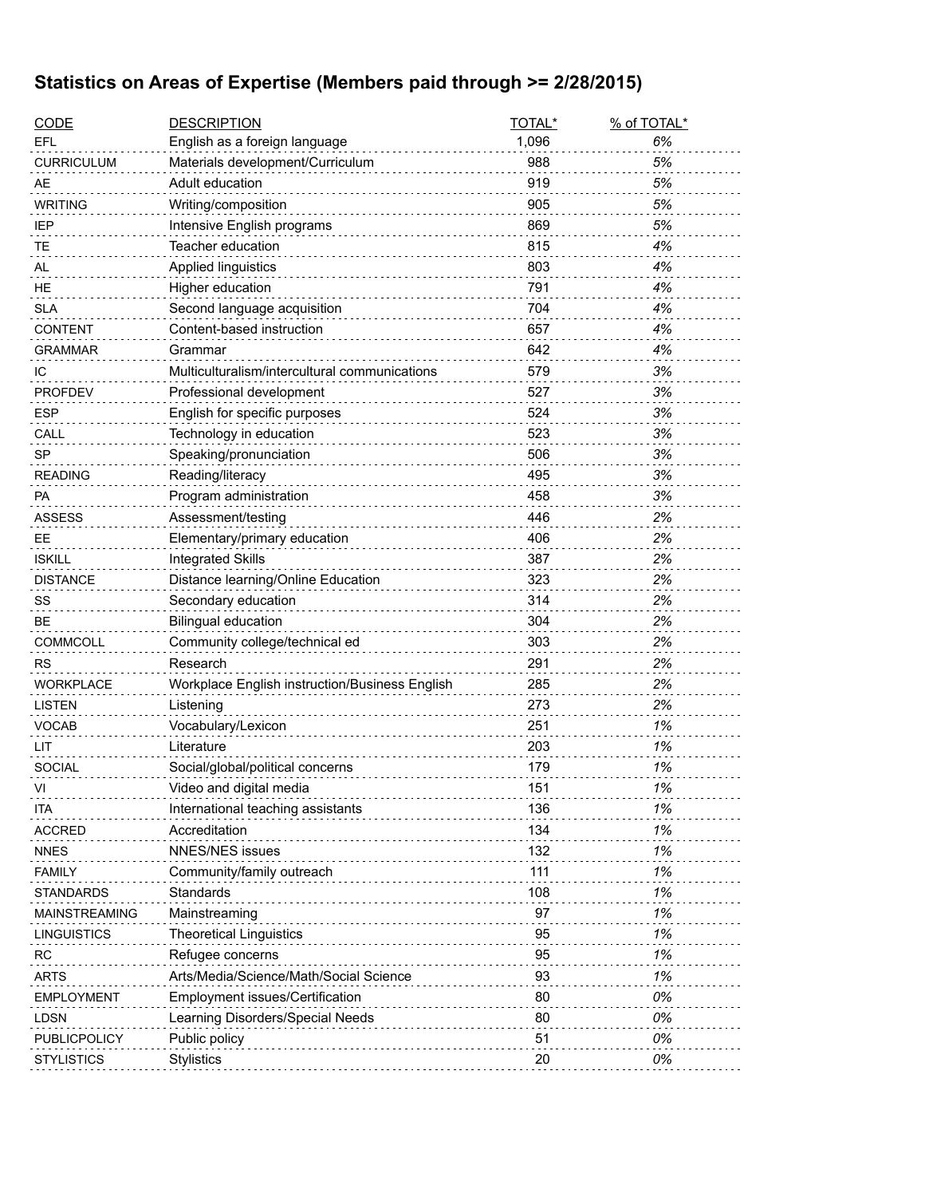## Statistics on Areas of Expertise (Members paid through >= 2/28/2015)

| CODE | DESCRIPTION | TOTAL* | % of TOTAL* |
|---|---|---|---|
| EFL | English as a foreign language | 1,096 | *6%* |
| CURRICULUM | Materials development/Curriculum | 988 | *5%* |
| AE | Adult education | 919 | *5%* |
| WRITING | Writing/composition | 905 | *5%* |
| IEP | Intensive English programs | 869 | *5%* |
| TE | Teacher education | 815 | *4%* |
| AL | Applied linguistics | 803 | *4%* |
| HE | Higher education | 791 | *4%* |
| SLA | Second language acquisition | 704 | *4%* |
| CONTENT | Content-based instruction | 657 | *4%* |
| GRAMMAR | Grammar | 642 | *4%* |
| IC | Multiculturalism/intercultural communications | 579 | *3%* |
| PROFDEV | Professional development | 527 | *3%* |
| ESP | English for specific purposes | 524 | *3%* |
| CALL | Technology in education | 523 | *3%* |
| SP | Speaking/pronunciation | 506 | *3%* |
| READING | Reading/literacy | 495 | *3%* |
| PA | Program administration | 458 | *3%* |
| ASSESS | Assessment/testing | 446 | *2%* |
| EE | Elementary/primary education | 406 | *2%* |
| ISKILL | Integrated Skills | 387 | *2%* |
| DISTANCE | Distance learning/Online Education | 323 | *2%* |
| SS | Secondary education | 314 | *2%* |
| BE | Bilingual education | 304 | *2%* |
| COMMCOLL | Community college/technical ed | 303 | *2%* |
| RS | Research | 291 | *2%* |
| WORKPLACE | Workplace English instruction/Business English | 285 | *2%* |
| LISTEN | Listening | 273 | *2%* |
| VOCAB | Vocabulary/Lexicon | 251 | *1%* |
| LIT | Literature | 203 | *1%* |
| SOCIAL | Social/global/political concerns | 179 | *1%* |
| VI | Video and digital media | 151 | *1%* |
| ITA | International teaching assistants | 136 | *1%* |
| ACCRED | Accreditation | 134 | *1%* |
| NNES | NNES/NES issues | 132 | *1%* |
| FAMILY | Community/family outreach | 111 | *1%* |
| STANDARDS | Standards | 108 | *1%* |
| MAINSTREAMING | Mainstreaming | 97 | *1%* |
| LINGUISTICS | Theoretical Linguistics | 95 | *1%* |
| RC | Refugee concerns | 95 | *1%* |
| ARTS | Arts/Media/Science/Math/Social Science | 93 | *1%* |
| EMPLOYMENT | Employment issues/Certification | 80 | *0%* |
| LDSN | Learning Disorders/Special Needs | 80 | *0%* |
| PUBLICPOLICY | Public policy | 51 | *0%* |
| STYLISTICS | Stylistics | 20 | *0%* |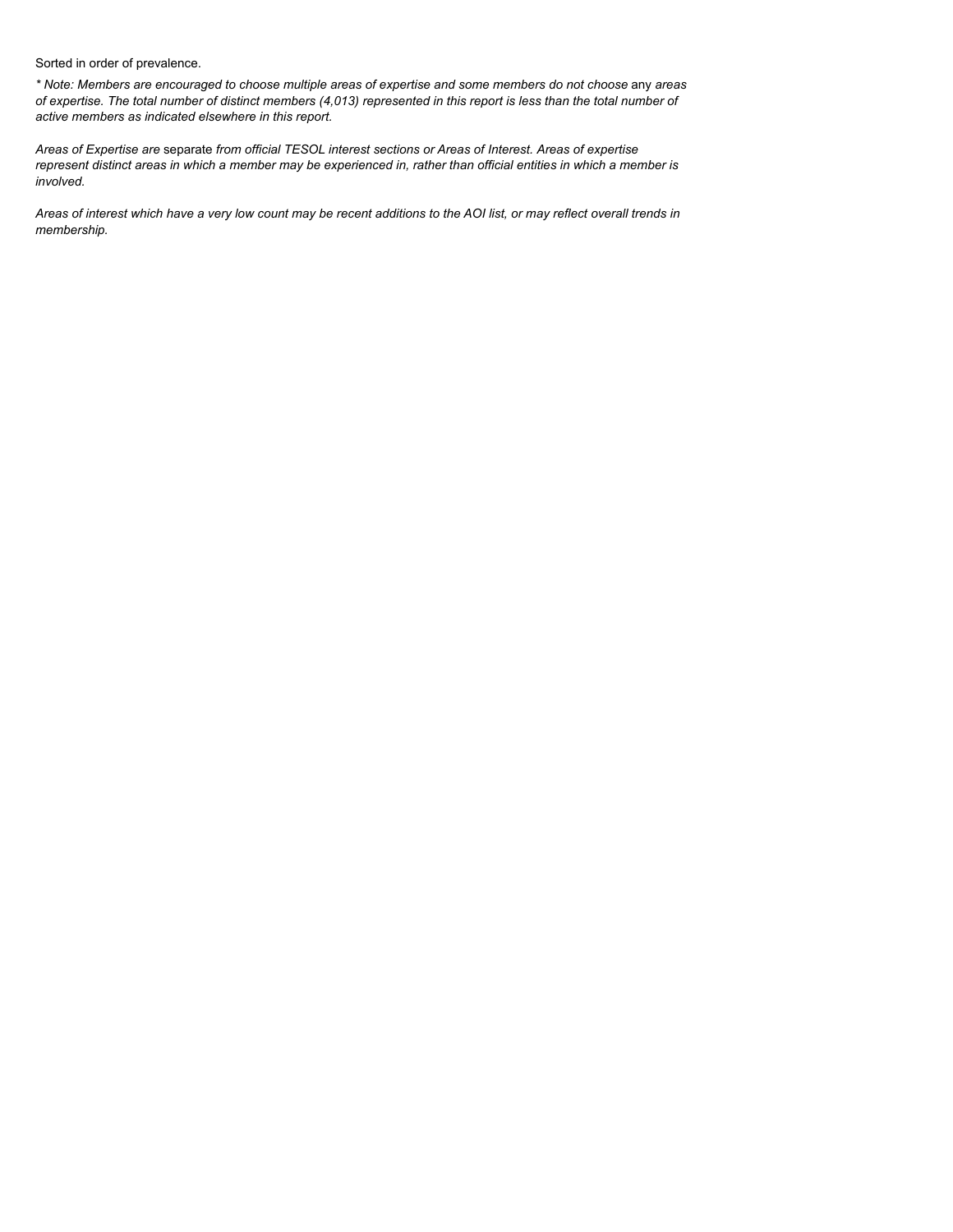Sorted in order of prevalence.

*\* Note: Members are encouraged to choose multiple areas of expertise and some members do not choose* any *areas of expertise. The total number of distinct members (4,013) represented in this report is less than the total number of active members as indicated elsewhere in this report.*

*Areas of Expertise are* separate *from official TESOL interest sections or Areas of Interest. Areas of expertise represent distinct areas in which a member may be experienced in, rather than official entities in which a member is involved.*

*Areas of interest which have a very low count may be recent additions to the AOI list, or may reflect overall trends in membership.*